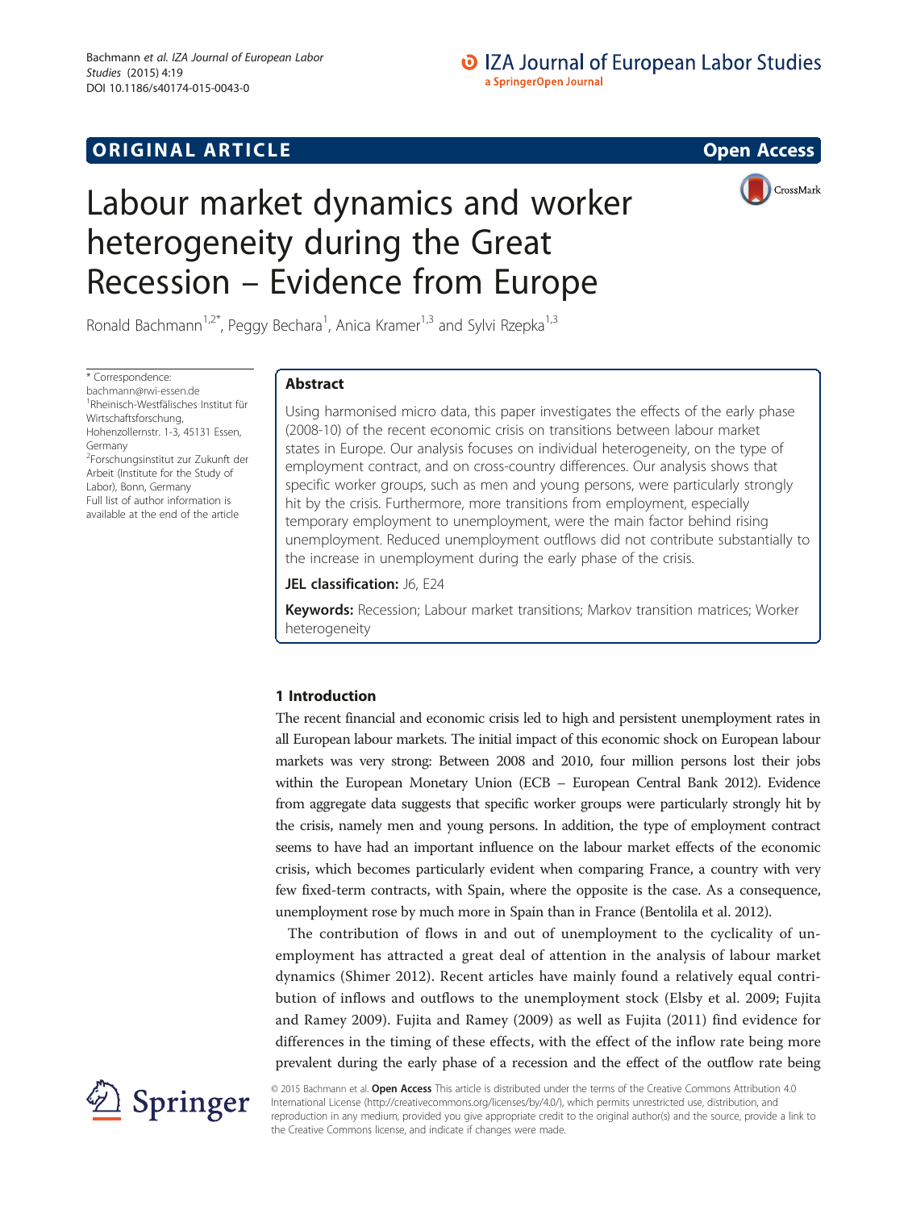ORIGINAL ARTICLE

Open Access

# Labour market dynamics and worker heterogeneity during the Great Recession – Evidence from Europe

Ronald Bachmann[1,2*], Peggy Bechara[1], Anica Kramer[1,3] and Sylvi Rzepka[1,3]

\* Correspondence: bachmann@rwi-essen.de
[1]Rheinisch-Westfälisches Institut für Wirtschaftsforschung, Hohenzollernstr. 1-3, 45131 Essen, Germany
[2]Forschungsinstitut zur Zukunft der Arbeit (Institute for the Study of Labor), Bonn, Germany
Full list of author information is available at the end of the article

## Abstract

Using harmonised micro data, this paper investigates the effects of the early phase (2008-10) of the recent economic crisis on transitions between labour market states in Europe. Our analysis focuses on individual heterogeneity, on the type of employment contract, and on cross-country differences. Our analysis shows that specific worker groups, such as men and young persons, were particularly strongly hit by the crisis. Furthermore, more transitions from employment, especially temporary employment to unemployment, were the main factor behind rising unemployment. Reduced unemployment outflows did not contribute substantially to the increase in unemployment during the early phase of the crisis.

**JEL classification:** J6, E24

**Keywords:** Recession; Labour market transitions; Markov transition matrices; Worker heterogeneity

## 1 Introduction

The recent financial and economic crisis led to high and persistent unemployment rates in all European labour markets. The initial impact of this economic shock on European labour markets was very strong: Between 2008 and 2010, four million persons lost their jobs within the European Monetary Union (ECB – European Central Bank 2012). Evidence from aggregate data suggests that specific worker groups were particularly strongly hit by the crisis, namely men and young persons. In addition, the type of employment contract seems to have had an important influence on the labour market effects of the economic crisis, which becomes particularly evident when comparing France, a country with very few fixed-term contracts, with Spain, where the opposite is the case. As a consequence, unemployment rose by much more in Spain than in France (Bentolila et al. 2012).

The contribution of flows in and out of unemployment to the cyclicality of unemployment has attracted a great deal of attention in the analysis of labour market dynamics (Shimer 2012). Recent articles have mainly found a relatively equal contribution of inflows and outflows to the unemployment stock (Elsby et al. 2009; Fujita and Ramey 2009). Fujita and Ramey (2009) as well as Fujita (2011) find evidence for differences in the timing of these effects, with the effect of the inflow rate being more prevalent during the early phase of a recession and the effect of the outflow rate being

© 2015 Bachmann et al. **Open Access** This article is distributed under the terms of the Creative Commons Attribution 4.0 International License (http://creativecommons.org/licenses/by/4.0/), which permits unrestricted use, distribution, and reproduction in any medium, provided you give appropriate credit to the original author(s) and the source, provide a link to the Creative Commons license, and indicate if changes were made.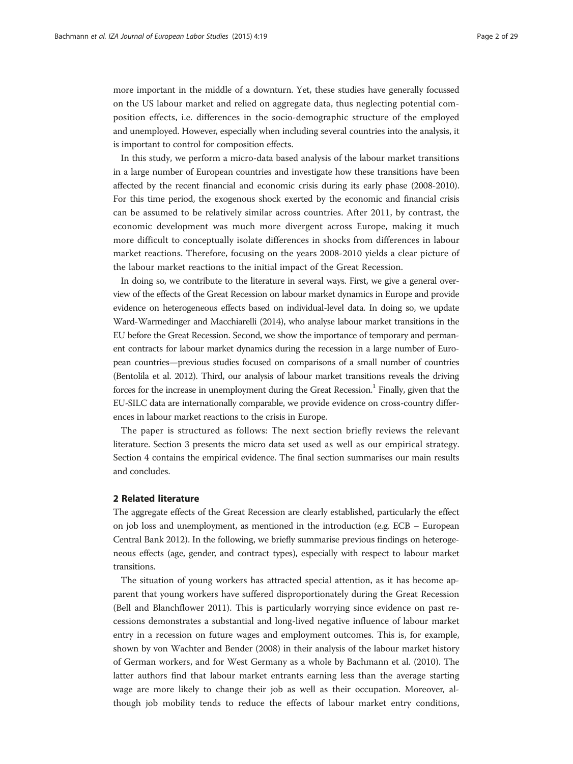more important in the middle of a downturn. Yet, these studies have generally focussed on the US labour market and relied on aggregate data, thus neglecting potential composition effects, i.e. differences in the socio-demographic structure of the employed and unemployed. However, especially when including several countries into the analysis, it is important to control for composition effects.

In this study, we perform a micro-data based analysis of the labour market transitions in a large number of European countries and investigate how these transitions have been affected by the recent financial and economic crisis during its early phase (2008-2010). For this time period, the exogenous shock exerted by the economic and financial crisis can be assumed to be relatively similar across countries. After 2011, by contrast, the economic development was much more divergent across Europe, making it much more difficult to conceptually isolate differences in shocks from differences in labour market reactions. Therefore, focusing on the years 2008-2010 yields a clear picture of the labour market reactions to the initial impact of the Great Recession.

In doing so, we contribute to the literature in several ways. First, we give a general overview of the effects of the Great Recession on labour market dynamics in Europe and provide evidence on heterogeneous effects based on individual-level data. In doing so, we update Ward-Warmedinger and Macchiarelli (2014), who analyse labour market transitions in the EU before the Great Recession. Second, we show the importance of temporary and permanent contracts for labour market dynamics during the recession in a large number of European countries—previous studies focused on comparisons of a small number of countries (Bentolila et al. 2012). Third, our analysis of labour market transitions reveals the driving forces for the increase in unemployment during the Great Recession.[1] Finally, given that the EU-SILC data are internationally comparable, we provide evidence on cross-country differences in labour market reactions to the crisis in Europe.

The paper is structured as follows: The next section briefly reviews the relevant literature. Section 3 presents the micro data set used as well as our empirical strategy. Section 4 contains the empirical evidence. The final section summarises our main results and concludes.

## 2 Related literature

The aggregate effects of the Great Recession are clearly established, particularly the effect on job loss and unemployment, as mentioned in the introduction (e.g. ECB – European Central Bank 2012). In the following, we briefly summarise previous findings on heterogeneous effects (age, gender, and contract types), especially with respect to labour market transitions.

The situation of young workers has attracted special attention, as it has become apparent that young workers have suffered disproportionately during the Great Recession (Bell and Blanchflower 2011). This is particularly worrying since evidence on past recessions demonstrates a substantial and long-lived negative influence of labour market entry in a recession on future wages and employment outcomes. This is, for example, shown by von Wachter and Bender (2008) in their analysis of the labour market history of German workers, and for West Germany as a whole by Bachmann et al. (2010). The latter authors find that labour market entrants earning less than the average starting wage are more likely to change their job as well as their occupation. Moreover, although job mobility tends to reduce the effects of labour market entry conditions,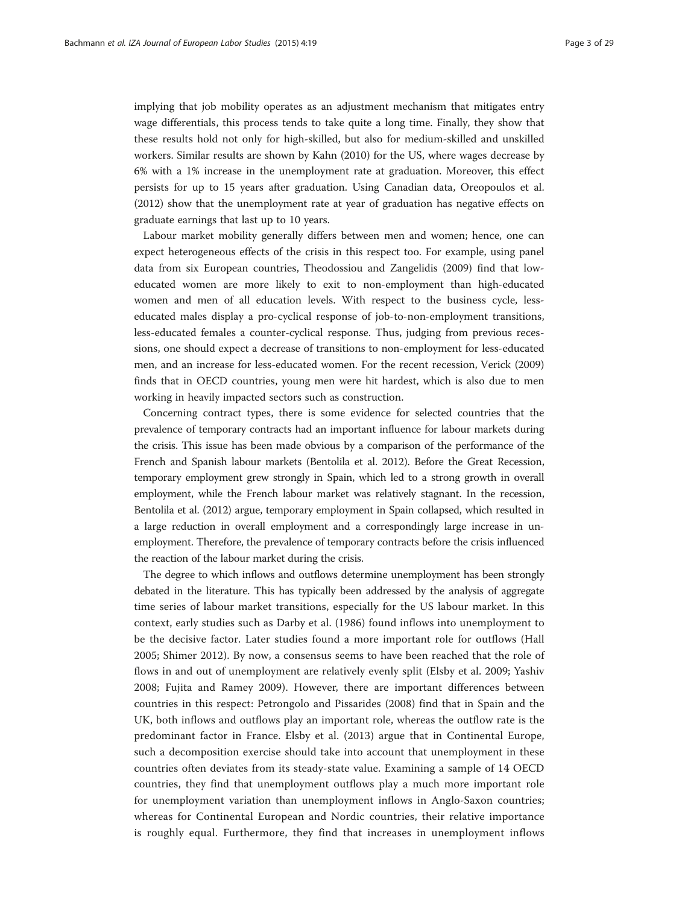implying that job mobility operates as an adjustment mechanism that mitigates entry wage differentials, this process tends to take quite a long time. Finally, they show that these results hold not only for high-skilled, but also for medium-skilled and unskilled workers. Similar results are shown by Kahn (2010) for the US, where wages decrease by 6% with a 1% increase in the unemployment rate at graduation. Moreover, this effect persists for up to 15 years after graduation. Using Canadian data, Oreopoulos et al. (2012) show that the unemployment rate at year of graduation has negative effects on graduate earnings that last up to 10 years.

Labour market mobility generally differs between men and women; hence, one can expect heterogeneous effects of the crisis in this respect too. For example, using panel data from six European countries, Theodossiou and Zangelidis (2009) find that low-educated women are more likely to exit to non-employment than high-educated women and men of all education levels. With respect to the business cycle, less-educated males display a pro-cyclical response of job-to-non-employment transitions, less-educated females a counter-cyclical response. Thus, judging from previous recessions, one should expect a decrease of transitions to non-employment for less-educated men, and an increase for less-educated women. For the recent recession, Verick (2009) finds that in OECD countries, young men were hit hardest, which is also due to men working in heavily impacted sectors such as construction.

Concerning contract types, there is some evidence for selected countries that the prevalence of temporary contracts had an important influence for labour markets during the crisis. This issue has been made obvious by a comparison of the performance of the French and Spanish labour markets (Bentolila et al. 2012). Before the Great Recession, temporary employment grew strongly in Spain, which led to a strong growth in overall employment, while the French labour market was relatively stagnant. In the recession, Bentolila et al. (2012) argue, temporary employment in Spain collapsed, which resulted in a large reduction in overall employment and a correspondingly large increase in unemployment. Therefore, the prevalence of temporary contracts before the crisis influenced the reaction of the labour market during the crisis.

The degree to which inflows and outflows determine unemployment has been strongly debated in the literature. This has typically been addressed by the analysis of aggregate time series of labour market transitions, especially for the US labour market. In this context, early studies such as Darby et al. (1986) found inflows into unemployment to be the decisive factor. Later studies found a more important role for outflows (Hall 2005; Shimer 2012). By now, a consensus seems to have been reached that the role of flows in and out of unemployment are relatively evenly split (Elsby et al. 2009; Yashiv 2008; Fujita and Ramey 2009). However, there are important differences between countries in this respect: Petrongolo and Pissarides (2008) find that in Spain and the UK, both inflows and outflows play an important role, whereas the outflow rate is the predominant factor in France. Elsby et al. (2013) argue that in Continental Europe, such a decomposition exercise should take into account that unemployment in these countries often deviates from its steady-state value. Examining a sample of 14 OECD countries, they find that unemployment outflows play a much more important role for unemployment variation than unemployment inflows in Anglo-Saxon countries; whereas for Continental European and Nordic countries, their relative importance is roughly equal. Furthermore, they find that increases in unemployment inflows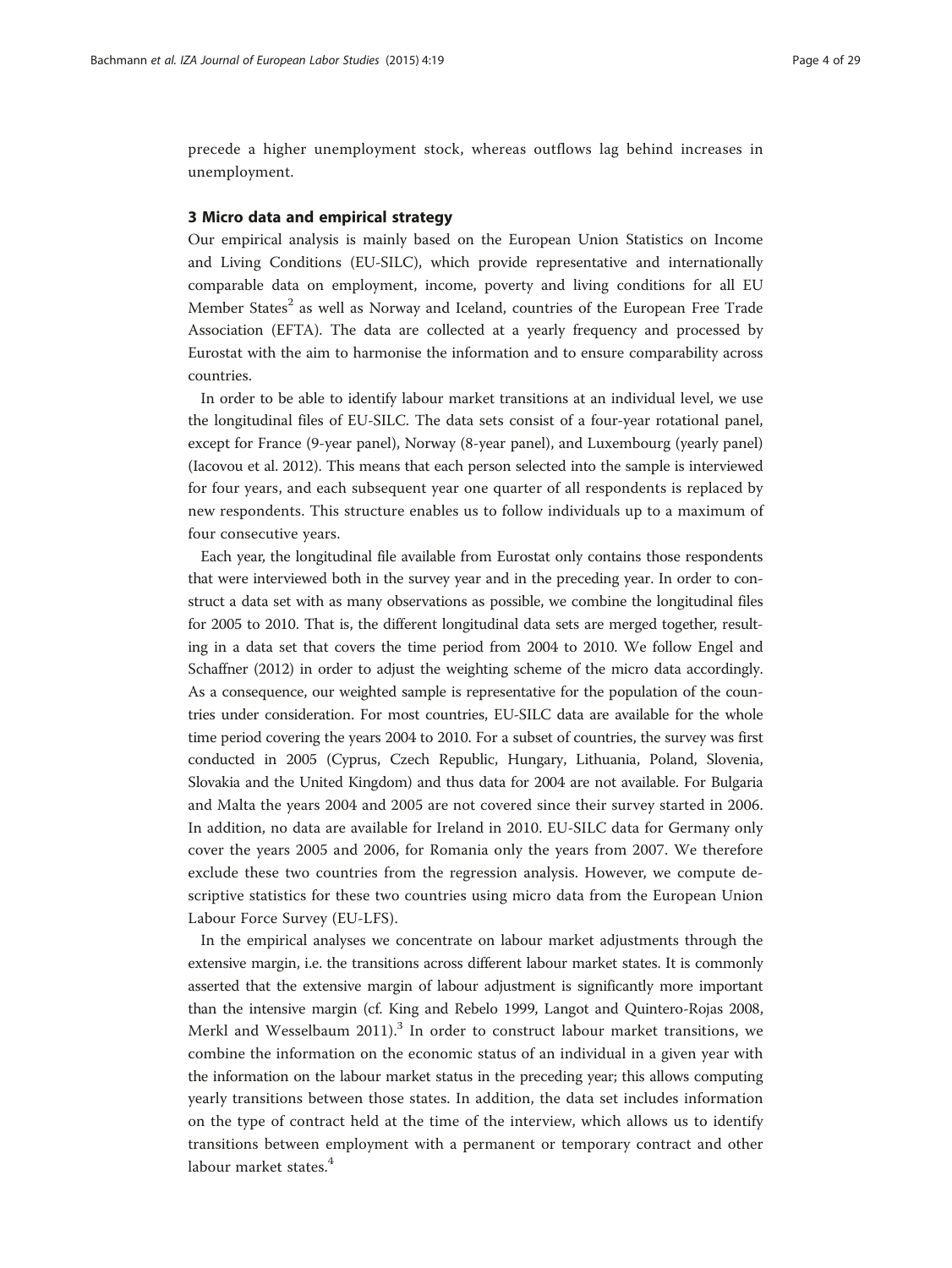precede a higher unemployment stock, whereas outflows lag behind increases in unemployment.

## 3 Micro data and empirical strategy

Our empirical analysis is mainly based on the European Union Statistics on Income and Living Conditions (EU-SILC), which provide representative and internationally comparable data on employment, income, poverty and living conditions for all EU Member States[2] as well as Norway and Iceland, countries of the European Free Trade Association (EFTA). The data are collected at a yearly frequency and processed by Eurostat with the aim to harmonise the information and to ensure comparability across countries.

In order to be able to identify labour market transitions at an individual level, we use the longitudinal files of EU-SILC. The data sets consist of a four-year rotational panel, except for France (9-year panel), Norway (8-year panel), and Luxembourg (yearly panel) (Iacovou et al. 2012). This means that each person selected into the sample is interviewed for four years, and each subsequent year one quarter of all respondents is replaced by new respondents. This structure enables us to follow individuals up to a maximum of four consecutive years.

Each year, the longitudinal file available from Eurostat only contains those respondents that were interviewed both in the survey year and in the preceding year. In order to construct a data set with as many observations as possible, we combine the longitudinal files for 2005 to 2010. That is, the different longitudinal data sets are merged together, resulting in a data set that covers the time period from 2004 to 2010. We follow Engel and Schaffner (2012) in order to adjust the weighting scheme of the micro data accordingly. As a consequence, our weighted sample is representative for the population of the countries under consideration. For most countries, EU-SILC data are available for the whole time period covering the years 2004 to 2010. For a subset of countries, the survey was first conducted in 2005 (Cyprus, Czech Republic, Hungary, Lithuania, Poland, Slovenia, Slovakia and the United Kingdom) and thus data for 2004 are not available. For Bulgaria and Malta the years 2004 and 2005 are not covered since their survey started in 2006. In addition, no data are available for Ireland in 2010. EU-SILC data for Germany only cover the years 2005 and 2006, for Romania only the years from 2007. We therefore exclude these two countries from the regression analysis. However, we compute descriptive statistics for these two countries using micro data from the European Union Labour Force Survey (EU-LFS).

In the empirical analyses we concentrate on labour market adjustments through the extensive margin, i.e. the transitions across different labour market states. It is commonly asserted that the extensive margin of labour adjustment is significantly more important than the intensive margin (cf. King and Rebelo 1999, Langot and Quintero-Rojas 2008, Merkl and Wesselbaum 2011).[3] In order to construct labour market transitions, we combine the information on the economic status of an individual in a given year with the information on the labour market status in the preceding year; this allows computing yearly transitions between those states. In addition, the data set includes information on the type of contract held at the time of the interview, which allows us to identify transitions between employment with a permanent or temporary contract and other labour market states.[4]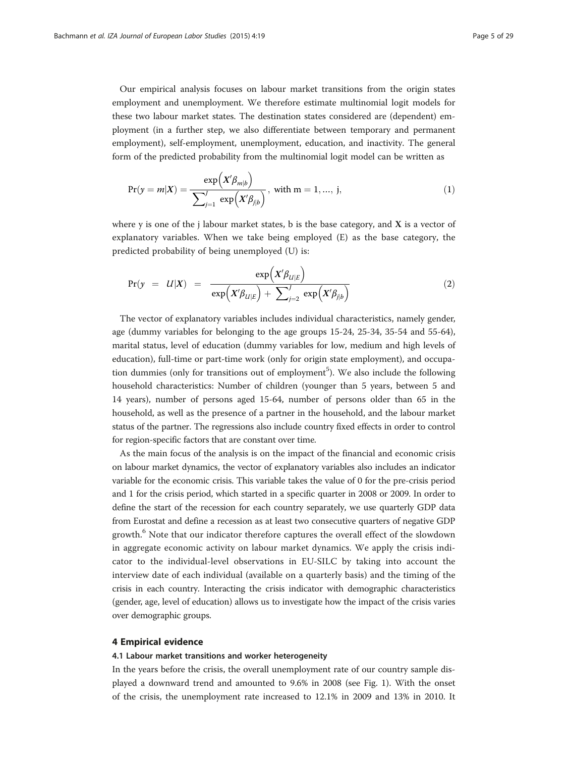Our empirical analysis focuses on labour market transitions from the origin states employment and unemployment. We therefore estimate multinomial logit models for these two labour market states. The destination states considered are (dependent) employment (in a further step, we also differentiate between temporary and permanent employment), self-employment, unemployment, education, and inactivity. The general form of the predicted probability from the multinomial logit model can be written as

$$\Pr(y = m|\boldsymbol{X}) = \frac{\exp\left(\boldsymbol{X}'\beta_{m|b}\right)}{\sum_{j=1}^{J} \exp\left(\boldsymbol{X}'\beta_{j|b}\right)}, \text{ with m} = 1, \ldots, \text{j}, \tag{1}$$

where y is one of the j labour market states, b is the base category, and $\boldsymbol{X}$ is a vector of explanatory variables. When we take being employed (E) as the base category, the predicted probability of being unemployed (U) is:

$$\Pr(y = U|\boldsymbol{X}) = \frac{\exp\left(\boldsymbol{X}'\beta_{U|E}\right)}{\exp\left(\boldsymbol{X}'\beta_{U|E}\right) + \sum_{j=2}^{J} \exp\left(\boldsymbol{X}'\beta_{j|b}\right)} \tag{2}$$

The vector of explanatory variables includes individual characteristics, namely gender, age (dummy variables for belonging to the age groups 15-24, 25-34, 35-54 and 55-64), marital status, level of education (dummy variables for low, medium and high levels of education), full-time or part-time work (only for origin state employment), and occupation dummies (only for transitions out of employment[5]). We also include the following household characteristics: Number of children (younger than 5 years, between 5 and 14 years), number of persons aged 15-64, number of persons older than 65 in the household, as well as the presence of a partner in the household, and the labour market status of the partner. The regressions also include country fixed effects in order to control for region-specific factors that are constant over time.

As the main focus of the analysis is on the impact of the financial and economic crisis on labour market dynamics, the vector of explanatory variables also includes an indicator variable for the economic crisis. This variable takes the value of 0 for the pre-crisis period and 1 for the crisis period, which started in a specific quarter in 2008 or 2009. In order to define the start of the recession for each country separately, we use quarterly GDP data from Eurostat and define a recession as at least two consecutive quarters of negative GDP growth.[6] Note that our indicator therefore captures the overall effect of the slowdown in aggregate economic activity on labour market dynamics. We apply the crisis indicator to the individual-level observations in EU-SILC by taking into account the interview date of each individual (available on a quarterly basis) and the timing of the crisis in each country. Interacting the crisis indicator with demographic characteristics (gender, age, level of education) allows us to investigate how the impact of the crisis varies over demographic groups.

## 4 Empirical evidence

### 4.1 Labour market transitions and worker heterogeneity

In the years before the crisis, the overall unemployment rate of our country sample displayed a downward trend and amounted to 9.6% in 2008 (see Fig. 1). With the onset of the crisis, the unemployment rate increased to 12.1% in 2009 and 13% in 2010. It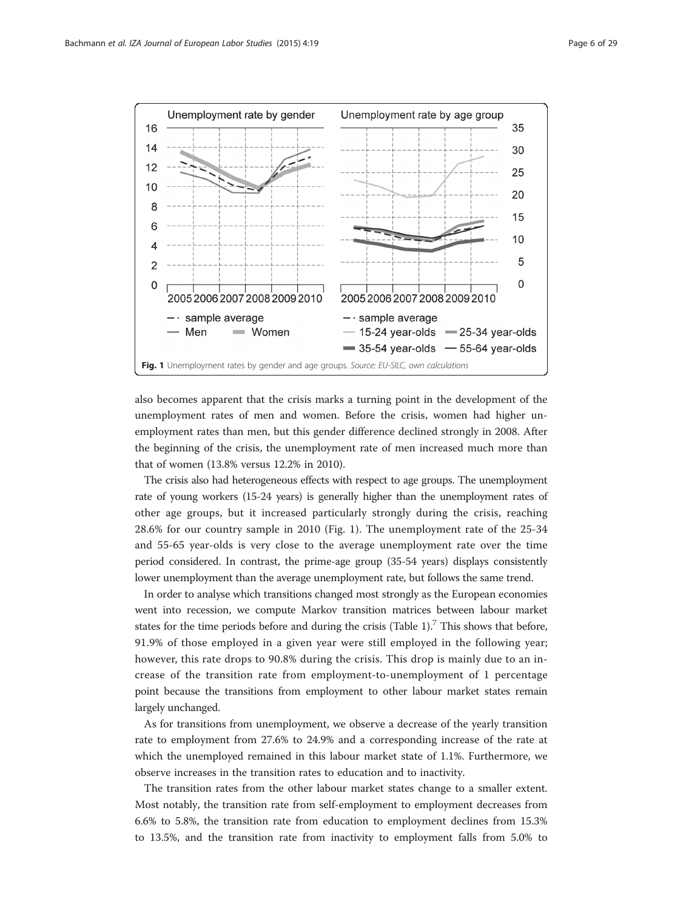Fig. 1 Unemployment rates by gender and age groups. *Source: EU-SILC, own calculations*

also becomes apparent that the crisis marks a turning point in the development of the unemployment rates of men and women. Before the crisis, women had higher unemployment rates than men, but this gender difference declined strongly in 2008. After the beginning of the crisis, the unemployment rate of men increased much more than that of women (13.8% versus 12.2% in 2010).

The crisis also had heterogeneous effects with respect to age groups. The unemployment rate of young workers (15-24 years) is generally higher than the unemployment rates of other age groups, but it increased particularly strongly during the crisis, reaching 28.6% for our country sample in 2010 (Fig. 1). The unemployment rate of the 25-34 and 55-65 year-olds is very close to the average unemployment rate over the time period considered. In contrast, the prime-age group (35-54 years) displays consistently lower unemployment than the average unemployment rate, but follows the same trend.

In order to analyse which transitions changed most strongly as the European economies went into recession, we compute Markov transition matrices between labour market states for the time periods before and during the crisis (Table 1).[7] This shows that before, 91.9% of those employed in a given year were still employed in the following year; however, this rate drops to 90.8% during the crisis. This drop is mainly due to an increase of the transition rate from employment-to-unemployment of 1 percentage point because the transitions from employment to other labour market states remain largely unchanged.

As for transitions from unemployment, we observe a decrease of the yearly transition rate to employment from 27.6% to 24.9% and a corresponding increase of the rate at which the unemployed remained in this labour market state of 1.1%. Furthermore, we observe increases in the transition rates to education and to inactivity.

The transition rates from the other labour market states change to a smaller extent. Most notably, the transition rate from self-employment to employment decreases from 6.6% to 5.8%, the transition rate from education to employment declines from 15.3% to 13.5%, and the transition rate from inactivity to employment falls from 5.0% to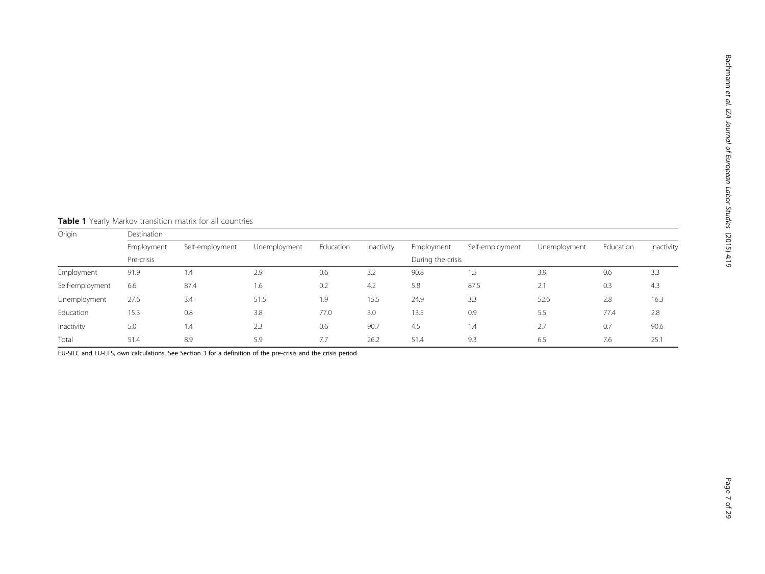**Table 1** Yearly Markov transition matrix for all countries

| Origin | Destination | | | | | | | | | |
|---|---|---|---|---|---|---|---|---|---|---|
| | Employment | Self-employment | Unemployment | Education | Inactivity | Employment | Self-employment | Unemployment | Education | Inactivity |
| | Pre-crisis | | | | | During the crisis | | | | |
| Employment | 91.9 | 1.4 | 2.9 | 0.6 | 3.2 | 90.8 | 1.5 | 3.9 | 0.6 | 3.3 |
| Self-employment | 6.6 | 87.4 | 1.6 | 0.2 | 4.2 | 5.8 | 87.5 | 2.1 | 0.3 | 4.3 |
| Unemployment | 27.6 | 3.4 | 51.5 | 1.9 | 15.5 | 24.9 | 3.3 | 52.6 | 2.8 | 16.3 |
| Education | 15.3 | 0.8 | 3.8 | 77.0 | 3.0 | 13.5 | 0.9 | 5.5 | 77.4 | 2.8 |
| Inactivity | 5.0 | 1.4 | 2.3 | 0.6 | 90.7 | 4.5 | 1.4 | 2.7 | 0.7 | 90.6 |
| Total | 51.4 | 8.9 | 5.9 | 7.7 | 26.2 | 51.4 | 9.3 | 6.5 | 7.6 | 25.1 |

EU-SILC and EU-LFS, own calculations. See Section 3 for a definition of the pre-crisis and the crisis period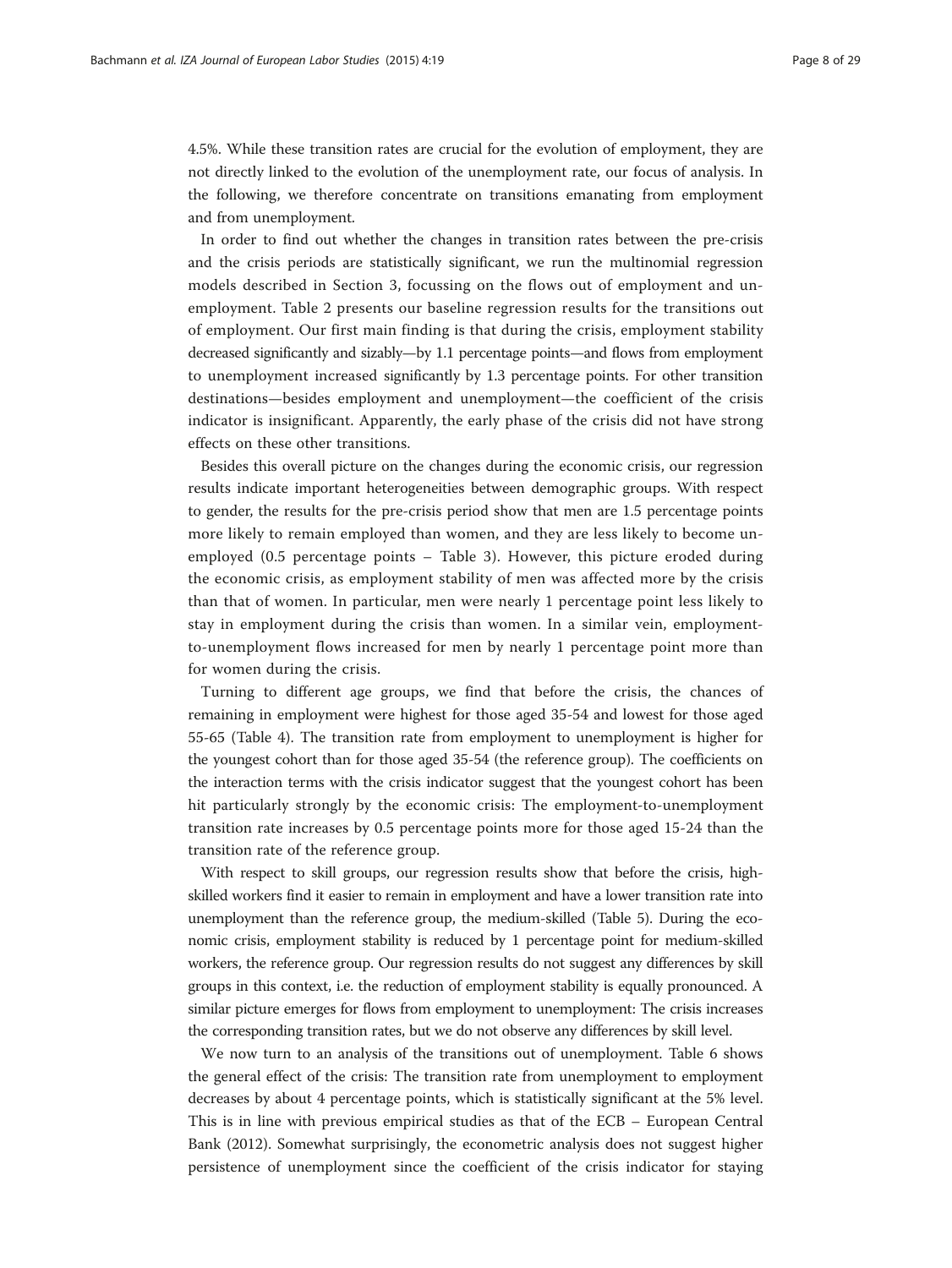4.5%. While these transition rates are crucial for the evolution of employment, they are not directly linked to the evolution of the unemployment rate, our focus of analysis. In the following, we therefore concentrate on transitions emanating from employment and from unemployment.

In order to find out whether the changes in transition rates between the pre-crisis and the crisis periods are statistically significant, we run the multinomial regression models described in Section 3, focussing on the flows out of employment and unemployment. Table 2 presents our baseline regression results for the transitions out of employment. Our first main finding is that during the crisis, employment stability decreased significantly and sizably—by 1.1 percentage points—and flows from employment to unemployment increased significantly by 1.3 percentage points. For other transition destinations—besides employment and unemployment—the coefficient of the crisis indicator is insignificant. Apparently, the early phase of the crisis did not have strong effects on these other transitions.

Besides this overall picture on the changes during the economic crisis, our regression results indicate important heterogeneities between demographic groups. With respect to gender, the results for the pre-crisis period show that men are 1.5 percentage points more likely to remain employed than women, and they are less likely to become unemployed (0.5 percentage points – Table 3). However, this picture eroded during the economic crisis, as employment stability of men was affected more by the crisis than that of women. In particular, men were nearly 1 percentage point less likely to stay in employment during the crisis than women. In a similar vein, employment-to-unemployment flows increased for men by nearly 1 percentage point more than for women during the crisis.

Turning to different age groups, we find that before the crisis, the chances of remaining in employment were highest for those aged 35-54 and lowest for those aged 55-65 (Table 4). The transition rate from employment to unemployment is higher for the youngest cohort than for those aged 35-54 (the reference group). The coefficients on the interaction terms with the crisis indicator suggest that the youngest cohort has been hit particularly strongly by the economic crisis: The employment-to-unemployment transition rate increases by 0.5 percentage points more for those aged 15-24 than the transition rate of the reference group.

With respect to skill groups, our regression results show that before the crisis, high-skilled workers find it easier to remain in employment and have a lower transition rate into unemployment than the reference group, the medium-skilled (Table 5). During the economic crisis, employment stability is reduced by 1 percentage point for medium-skilled workers, the reference group. Our regression results do not suggest any differences by skill groups in this context, i.e. the reduction of employment stability is equally pronounced. A similar picture emerges for flows from employment to unemployment: The crisis increases the corresponding transition rates, but we do not observe any differences by skill level.

We now turn to an analysis of the transitions out of unemployment. Table 6 shows the general effect of the crisis: The transition rate from unemployment to employment decreases by about 4 percentage points, which is statistically significant at the 5% level. This is in line with previous empirical studies as that of the ECB – European Central Bank (2012). Somewhat surprisingly, the econometric analysis does not suggest higher persistence of unemployment since the coefficient of the crisis indicator for staying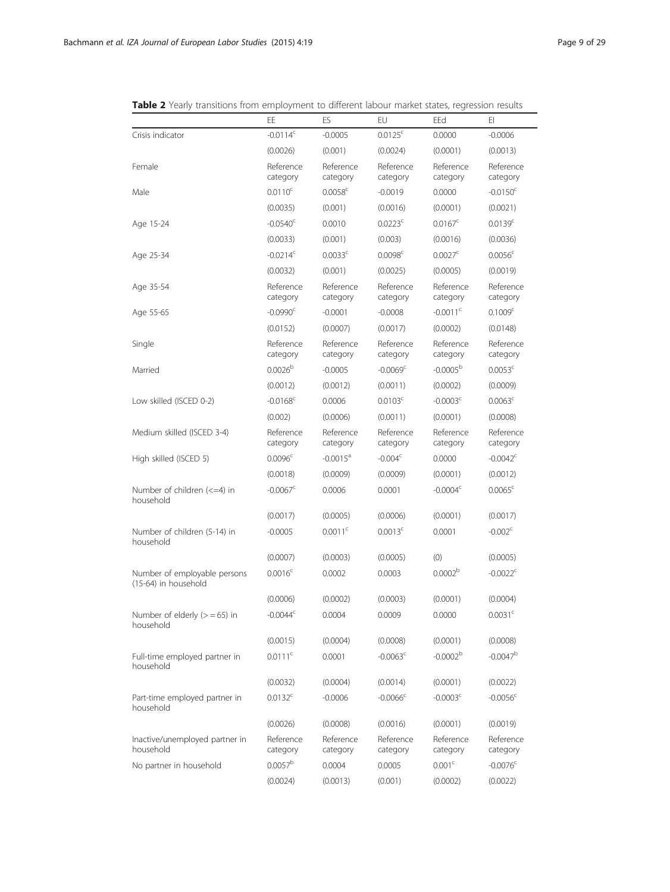**Table 2** Yearly transitions from employment to different labour market states, regression results

| | EE | ES | EU | EEd | EI |
|---|---|---|---|---|---|
| Crisis indicator | -0.0114[c] | -0.0005 | 0.0125[c] | 0.0000 | -0.0006 |
| | (0.0026) | (0.001) | (0.0024) | (0.0001) | (0.0013) |
| Female | Reference category | Reference category | Reference category | Reference category | Reference category |
| Male | 0.0110[c] | 0.0058[c] | -0.0019 | 0.0000 | -0.0150[c] |
| | (0.0035) | (0.001) | (0.0016) | (0.0001) | (0.0021) |
| Age 15-24 | -0.0540[c] | 0.0010 | 0.0223[c] | 0.0167[c] | 0.0139[c] |
| | (0.0033) | (0.001) | (0.003) | (0.0016) | (0.0036) |
| Age 25-34 | -0.0214[c] | 0.0033[c] | 0.0098[c] | 0.0027[c] | 0.0056[c] |
| | (0.0032) | (0.001) | (0.0025) | (0.0005) | (0.0019) |
| Age 35-54 | Reference category | Reference category | Reference category | Reference category | Reference category |
| Age 55-65 | -0.0990[c] | -0.0001 | -0.0008 | -0.0011[c] | 0.1009[c] |
| | (0.0152) | (0.0007) | (0.0017) | (0.0002) | (0.0148) |
| Single | Reference category | Reference category | Reference category | Reference category | Reference category |
| Married | 0.0026[b] | -0.0005 | -0.0069[c] | -0.0005[b] | 0.0053[c] |
| | (0.0012) | (0.0012) | (0.0011) | (0.0002) | (0.0009) |
| Low skilled (ISCED 0-2) | -0.0168[c] | 0.0006 | 0.0103[c] | -0.0003[c] | 0.0063[c] |
| | (0.002) | (0.0006) | (0.0011) | (0.0001) | (0.0008) |
| Medium skilled (ISCED 3-4) | Reference category | Reference category | Reference category | Reference category | Reference category |
| High skilled (ISCED 5) | 0.0096[c] | -0.0015[a] | -0.004[c] | 0.0000 | -0.0042[c] |
| | (0.0018) | (0.0009) | (0.0009) | (0.0001) | (0.0012) |
| Number of children (<=4) in household | -0.0067[c] | 0.0006 | 0.0001 | -0.0004[c] | 0.0065[c] |
| | (0.0017) | (0.0005) | (0.0006) | (0.0001) | (0.0017) |
| Number of children (5-14) in household | -0.0005 | 0.0011[c] | 0.0013[c] | 0.0001 | -0.002[c] |
| | (0.0007) | (0.0003) | (0.0005) | (0) | (0.0005) |
| Number of employable persons (15-64) in household | 0.0016[c] | 0.0002 | 0.0003 | 0.0002[b] | -0.0022[c] |
| | (0.0006) | (0.0002) | (0.0003) | (0.0001) | (0.0004) |
| Number of elderly (> = 65) in household | -0.0044[c] | 0.0004 | 0.0009 | 0.0000 | 0.0031[c] |
| | (0.0015) | (0.0004) | (0.0008) | (0.0001) | (0.0008) |
| Full-time employed partner in household | 0.0111[c] | 0.0001 | -0.0063[c] | -0.0002[b] | -0.0047[b] |
| | (0.0032) | (0.0004) | (0.0014) | (0.0001) | (0.0022) |
| Part-time employed partner in household | 0.0132[c] | -0.0006 | -0.0066[c] | -0.0003[c] | -0.0056[c] |
| | (0.0026) | (0.0008) | (0.0016) | (0.0001) | (0.0019) |
| Inactive/unemployed partner in household | Reference category | Reference category | Reference category | Reference category | Reference category |
| No partner in household | 0.0057[b] | 0.0004 | 0.0005 | 0.001[c] | -0.0076[c] |
| | (0.0024) | (0.0013) | (0.001) | (0.0002) | (0.0022) |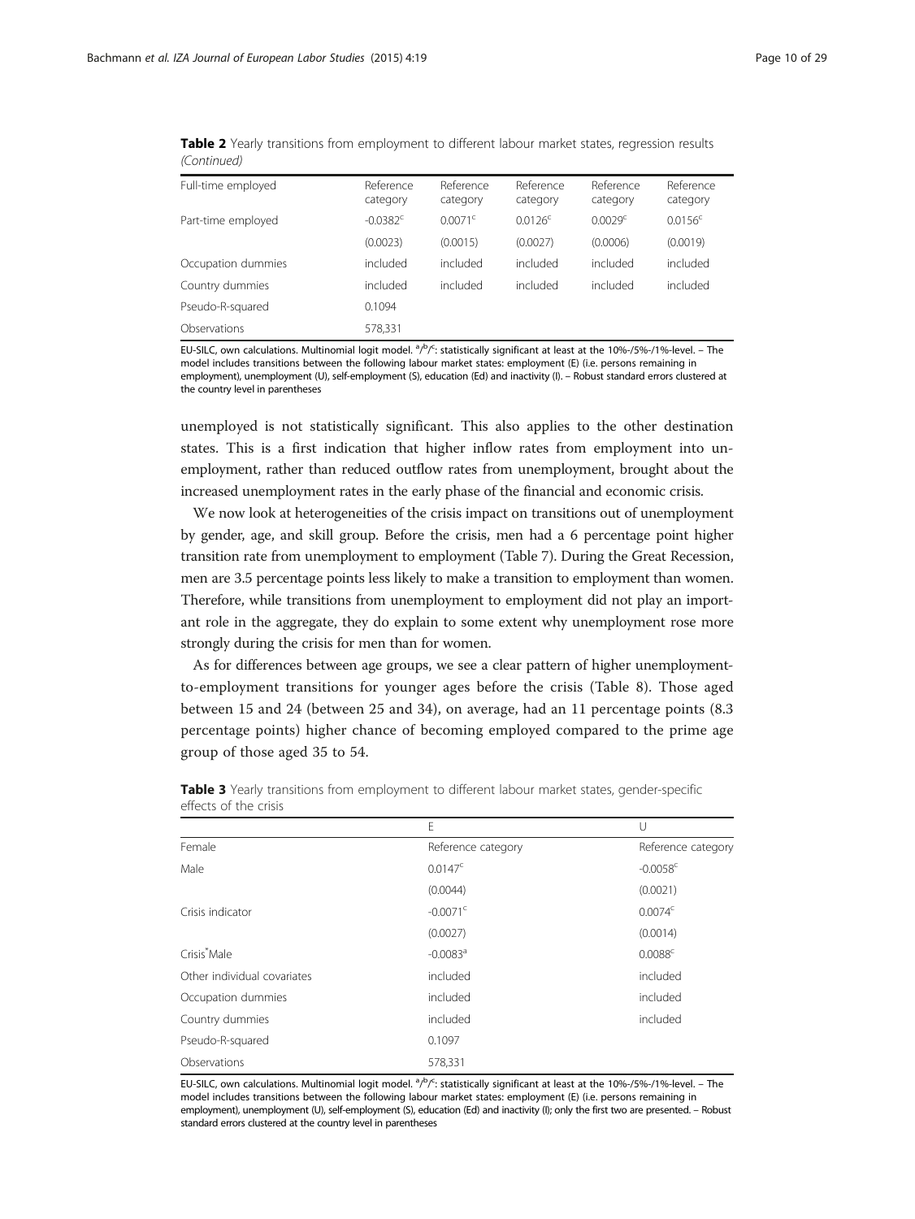**Table 2** Yearly transitions from employment to different labour market states, regression results *(Continued)*

| Full-time employed | Reference category | Reference category | Reference category | Reference category | Reference category |
|---|---|---|---|---|---|
| Part-time employed | -0.0382[c] | 0.0071[c] | 0.0126[c] | 0.0029[c] | 0.0156[c] |
| | (0.0023) | (0.0015) | (0.0027) | (0.0006) | (0.0019) |
| Occupation dummies | included | included | included | included | included |
| Country dummies | included | included | included | included | included |
| Pseudo-R-squared | 0.1094 | | | | |
| Observations | 578,331 | | | | |

EU-SILC, own calculations. Multinomial logit model. [a]/[b]/[c]: statistically significant at least at the 10%-/5%-/1%-level. – The model includes transitions between the following labour market states: employment (E) (i.e. persons remaining in employment), unemployment (U), self-employment (S), education (Ed) and inactivity (I). – Robust standard errors clustered at the country level in parentheses

unemployed is not statistically significant. This also applies to the other destination states. This is a first indication that higher inflow rates from employment into unemployment, rather than reduced outflow rates from unemployment, brought about the increased unemployment rates in the early phase of the financial and economic crisis.

We now look at heterogeneities of the crisis impact on transitions out of unemployment by gender, age, and skill group. Before the crisis, men had a 6 percentage point higher transition rate from unemployment to employment (Table 7). During the Great Recession, men are 3.5 percentage points less likely to make a transition to employment than women. Therefore, while transitions from unemployment to employment did not play an important role in the aggregate, they do explain to some extent why unemployment rose more strongly during the crisis for men than for women.

As for differences between age groups, we see a clear pattern of higher unemployment-to-employment transitions for younger ages before the crisis (Table 8). Those aged between 15 and 24 (between 25 and 34), on average, had an 11 percentage points (8.3 percentage points) higher chance of becoming employed compared to the prime age group of those aged 35 to 54.

**Table 3** Yearly transitions from employment to different labour market states, gender-specific effects of the crisis

| | E | U |
|---|---|---|
| Female | Reference category | Reference category |
| Male | 0.0147[c] | -0.0058[c] |
| | (0.0044) | (0.0021) |
| Crisis indicator | -0.0071[c] | 0.0074[c] |
| | (0.0027) | (0.0014) |
| Crisis*Male | -0.0083[a] | 0.0088[c] |
| Other individual covariates | included | included |
| Occupation dummies | included | included |
| Country dummies | included | included |
| Pseudo-R-squared | 0.1097 | |
| Observations | 578,331 | |

EU-SILC, own calculations. Multinomial logit model. [a]/[b]/[c]: statistically significant at least at the 10%-/5%-/1%-level. – The model includes transitions between the following labour market states: employment (E) (i.e. persons remaining in employment), unemployment (U), self-employment (S), education (Ed) and inactivity (I); only the first two are presented. – Robust standard errors clustered at the country level in parentheses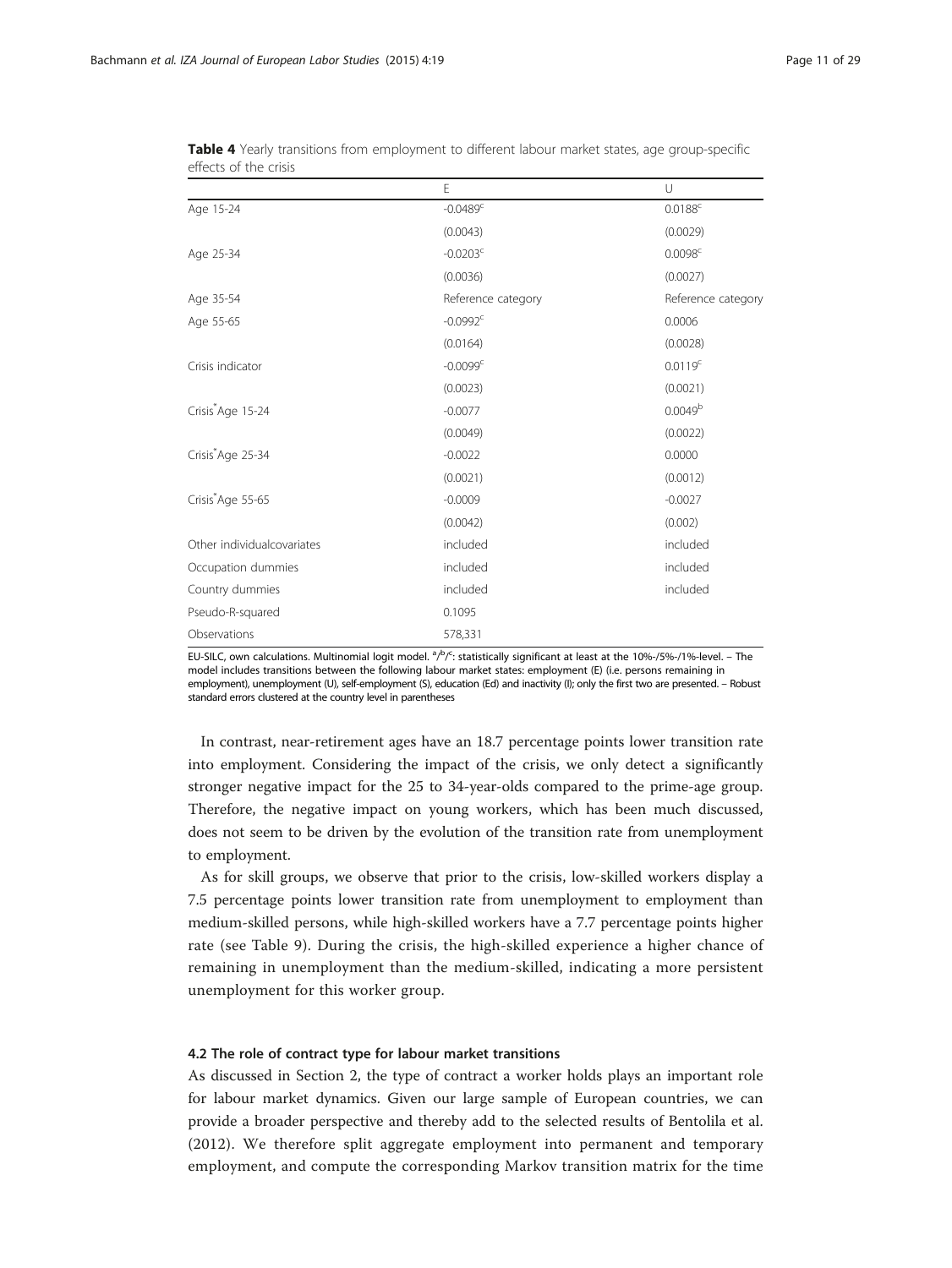**Table 4** Yearly transitions from employment to different labour market states, age group-specific effects of the crisis

| | E | U |
|---|---|---|
| Age 15-24 | -0.0489[c] | 0.0188[c] |
| | (0.0043) | (0.0029) |
| Age 25-34 | -0.0203[c] | 0.0098[c] |
| | (0.0036) | (0.0027) |
| Age 35-54 | Reference category | Reference category |
| Age 55-65 | -0.0992[c] | 0.0006 |
| | (0.0164) | (0.0028) |
| Crisis indicator | -0.0099[c] | 0.0119[c] |
| | (0.0023) | (0.0021) |
| Crisis*Age 15-24 | -0.0077 | 0.0049[b] |
| | (0.0049) | (0.0022) |
| Crisis*Age 25-34 | -0.0022 | 0.0000 |
| | (0.0021) | (0.0012) |
| Crisis*Age 55-65 | -0.0009 | -0.0027 |
| | (0.0042) | (0.002) |
| Other individualcovariates | included | included |
| Occupation dummies | included | included |
| Country dummies | included | included |
| Pseudo-R-squared | 0.1095 | |
| Observations | 578,331 | |

EU-SILC, own calculations. Multinomial logit model. [a]/[b]/[c]: statistically significant at least at the 10%-/5%-/1%-level. – The model includes transitions between the following labour market states: employment (E) (i.e. persons remaining in employment), unemployment (U), self-employment (S), education (Ed) and inactivity (I); only the first two are presented. – Robust standard errors clustered at the country level in parentheses

In contrast, near-retirement ages have an 18.7 percentage points lower transition rate into employment. Considering the impact of the crisis, we only detect a significantly stronger negative impact for the 25 to 34-year-olds compared to the prime-age group. Therefore, the negative impact on young workers, which has been much discussed, does not seem to be driven by the evolution of the transition rate from unemployment to employment.

As for skill groups, we observe that prior to the crisis, low-skilled workers display a 7.5 percentage points lower transition rate from unemployment to employment than medium-skilled persons, while high-skilled workers have a 7.7 percentage points higher rate (see Table 9). During the crisis, the high-skilled experience a higher chance of remaining in unemployment than the medium-skilled, indicating a more persistent unemployment for this worker group.

### 4.2 The role of contract type for labour market transitions

As discussed in Section 2, the type of contract a worker holds plays an important role for labour market dynamics. Given our large sample of European countries, we can provide a broader perspective and thereby add to the selected results of Bentolila et al. (2012). We therefore split aggregate employment into permanent and temporary employment, and compute the corresponding Markov transition matrix for the time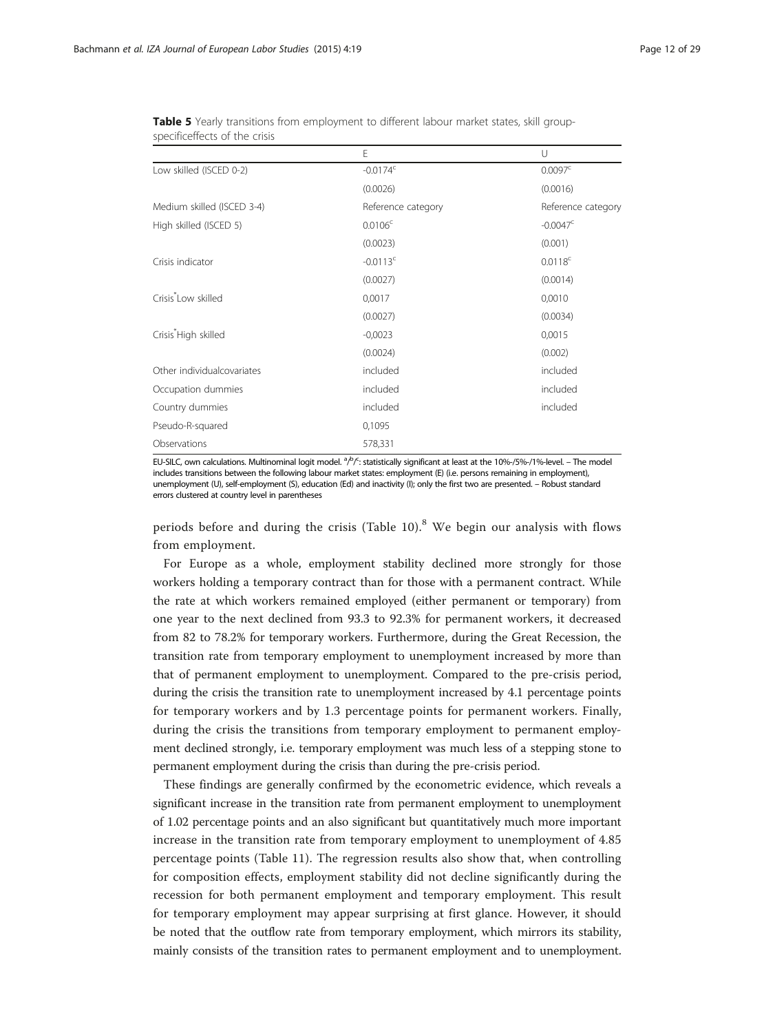**Table 5** Yearly transitions from employment to different labour market states, skill group-specificeffects of the crisis

| | E | U |
|---|---|---|
| Low skilled (ISCED 0-2) | -0.0174[c] | 0.0097[c] |
| | (0.0026) | (0.0016) |
| Medium skilled (ISCED 3-4) | Reference category | Reference category |
| High skilled (ISCED 5) | 0.0106[c] | -0.0047[c] |
| | (0.0023) | (0.001) |
| Crisis indicator | -0.0113[c] | 0.0118[c] |
| | (0.0027) | (0.0014) |
| Crisis*Low skilled | 0,0017 | 0,0010 |
| | (0.0027) | (0.0034) |
| Crisis*High skilled | -0,0023 | 0,0015 |
| | (0.0024) | (0.002) |
| Other individualcovariates | included | included |
| Occupation dummies | included | included |
| Country dummies | included | included |
| Pseudo-R-squared | 0,1095 | |
| Observations | 578,331 | |

EU-SILC, own calculations. Multinominal logit model. [a]/[b]/[c]: statistically significant at least at the 10%-/5%-/1%-level. – The model includes transitions between the following labour market states: employment (E) (i.e. persons remaining in employment), unemployment (U), self-employment (S), education (Ed) and inactivity (I); only the first two are presented. – Robust standard errors clustered at country level in parentheses

periods before and during the crisis (Table 10).[8] We begin our analysis with flows from employment.

For Europe as a whole, employment stability declined more strongly for those workers holding a temporary contract than for those with a permanent contract. While the rate at which workers remained employed (either permanent or temporary) from one year to the next declined from 93.3 to 92.3% for permanent workers, it decreased from 82 to 78.2% for temporary workers. Furthermore, during the Great Recession, the transition rate from temporary employment to unemployment increased by more than that of permanent employment to unemployment. Compared to the pre-crisis period, during the crisis the transition rate to unemployment increased by 4.1 percentage points for temporary workers and by 1.3 percentage points for permanent workers. Finally, during the crisis the transitions from temporary employment to permanent employment declined strongly, i.e. temporary employment was much less of a stepping stone to permanent employment during the crisis than during the pre-crisis period.

These findings are generally confirmed by the econometric evidence, which reveals a significant increase in the transition rate from permanent employment to unemployment of 1.02 percentage points and an also significant but quantitatively much more important increase in the transition rate from temporary employment to unemployment of 4.85 percentage points (Table 11). The regression results also show that, when controlling for composition effects, employment stability did not decline significantly during the recession for both permanent employment and temporary employment. This result for temporary employment may appear surprising at first glance. However, it should be noted that the outflow rate from temporary employment, which mirrors its stability, mainly consists of the transition rates to permanent employment and to unemployment.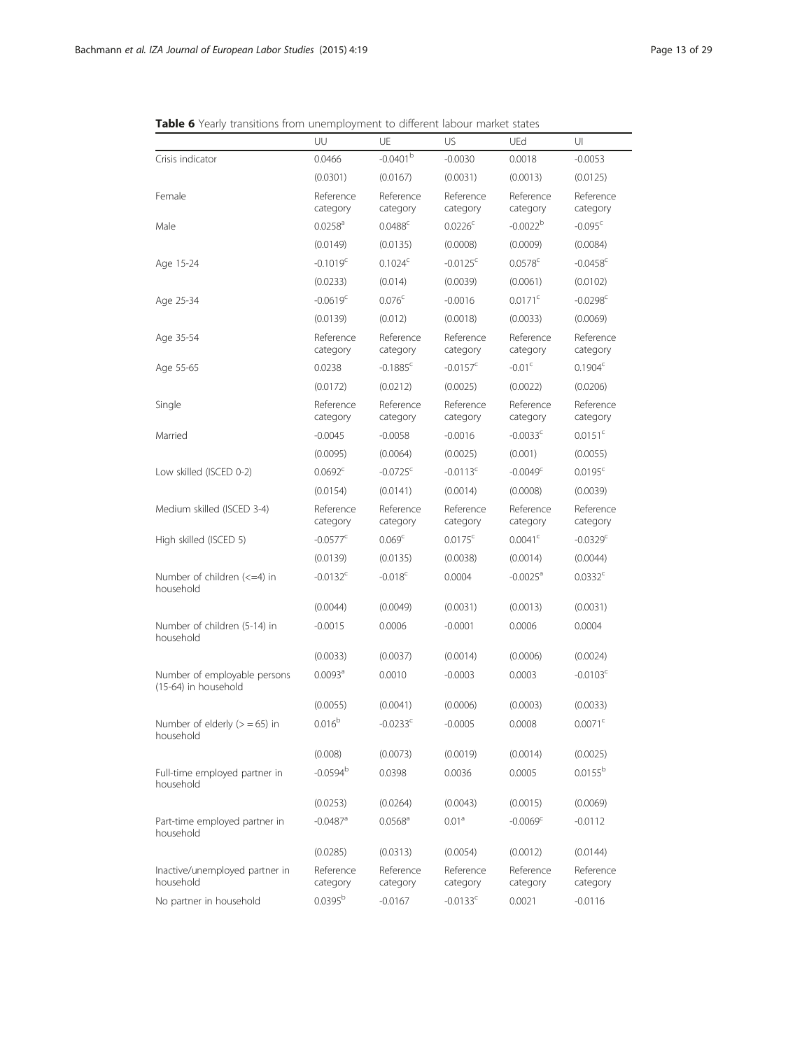**Table 6** Yearly transitions from unemployment to different labour market states

| | UU | UE | US | UEd | UI |
|---|---|---|---|---|---|
| Crisis indicator | 0.0466 | -0.0401[b] | -0.0030 | 0.0018 | -0.0053 |
| | (0.0301) | (0.0167) | (0.0031) | (0.0013) | (0.0125) |
| Female | Reference category | Reference category | Reference category | Reference category | Reference category |
| Male | 0.0258[a] | 0.0488[c] | 0.0226[c] | -0.0022[b] | -0.095[c] |
| | (0.0149) | (0.0135) | (0.0008) | (0.0009) | (0.0084) |
| Age 15-24 | -0.1019[c] | 0.1024[c] | -0.0125[c] | 0.0578[c] | -0.0458[c] |
| | (0.0233) | (0.014) | (0.0039) | (0.0061) | (0.0102) |
| Age 25-34 | -0.0619[c] | 0.076[c] | -0.0016 | 0.0171[c] | -0.0298[c] |
| | (0.0139) | (0.012) | (0.0018) | (0.0033) | (0.0069) |
| Age 35-54 | Reference category | Reference category | Reference category | Reference category | Reference category |
| Age 55-65 | 0.0238 | -0.1885[c] | -0.0157[c] | -0.01[c] | 0.1904[c] |
| | (0.0172) | (0.0212) | (0.0025) | (0.0022) | (0.0206) |
| Single | Reference category | Reference category | Reference category | Reference category | Reference category |
| Married | -0.0045 | -0.0058 | -0.0016 | -0.0033[c] | 0.0151[c] |
| | (0.0095) | (0.0064) | (0.0025) | (0.001) | (0.0055) |
| Low skilled (ISCED 0-2) | 0.0692[c] | -0.0725[c] | -0.0113[c] | -0.0049[c] | 0.0195[c] |
| | (0.0154) | (0.0141) | (0.0014) | (0.0008) | (0.0039) |
| Medium skilled (ISCED 3-4) | Reference category | Reference category | Reference category | Reference category | Reference category |
| High skilled (ISCED 5) | -0.0577[c] | 0.069[c] | 0.0175[c] | 0.0041[c] | -0.0329[c] |
| | (0.0139) | (0.0135) | (0.0038) | (0.0014) | (0.0044) |
| Number of children (<=4) in household | -0.0132[c] | -0.018[c] | 0.0004 | -0.0025[a] | 0.0332[c] |
| | (0.0044) | (0.0049) | (0.0031) | (0.0013) | (0.0031) |
| Number of children (5-14) in household | -0.0015 | 0.0006 | -0.0001 | 0.0006 | 0.0004 |
| | (0.0033) | (0.0037) | (0.0014) | (0.0006) | (0.0024) |
| Number of employable persons (15-64) in household | 0.0093[a] | 0.0010 | -0.0003 | 0.0003 | -0.0103[c] |
| | (0.0055) | (0.0041) | (0.0006) | (0.0003) | (0.0033) |
| Number of elderly (> = 65) in household | 0.016[b] | -0.0233[c] | -0.0005 | 0.0008 | 0.0071[c] |
| | (0.008) | (0.0073) | (0.0019) | (0.0014) | (0.0025) |
| Full-time employed partner in household | -0.0594[b] | 0.0398 | 0.0036 | 0.0005 | 0.0155[b] |
| | (0.0253) | (0.0264) | (0.0043) | (0.0015) | (0.0069) |
| Part-time employed partner in household | -0.0487[a] | 0.0568[a] | 0.01[a] | -0.0069[c] | -0.0112 |
| | (0.0285) | (0.0313) | (0.0054) | (0.0012) | (0.0144) |
| Inactive/unemployed partner in household | Reference category | Reference category | Reference category | Reference category | Reference category |
| No partner in household | 0.0395[b] | -0.0167 | -0.0133[c] | 0.0021 | -0.0116 |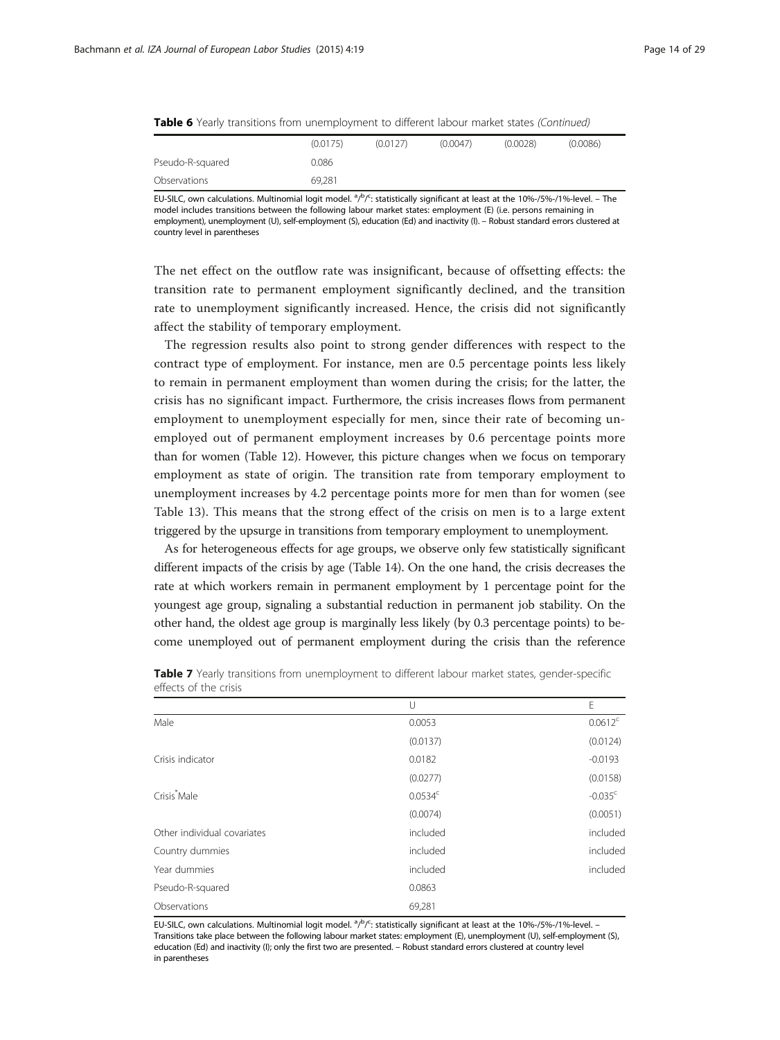**Table 6** Yearly transitions from unemployment to different labour market states *(Continued)*

| | | | | | |
|---|---|---|---|---|---|
| | (0.0175) | (0.0127) | (0.0047) | (0.0028) | (0.0086) |
| Pseudo-R-squared | 0.086 | | | | |
| Observations | 69,281 | | | | |

EU-SILC, own calculations. Multinomial logit model. [a]/[b]/[c]: statistically significant at least at the 10%-/5%-/1%-level. – The model includes transitions between the following labour market states: employment (E) (i.e. persons remaining in employment), unemployment (U), self-employment (S), education (Ed) and inactivity (I). – Robust standard errors clustered at country level in parentheses

The net effect on the outflow rate was insignificant, because of offsetting effects: the transition rate to permanent employment significantly declined, and the transition rate to unemployment significantly increased. Hence, the crisis did not significantly affect the stability of temporary employment.

The regression results also point to strong gender differences with respect to the contract type of employment. For instance, men are 0.5 percentage points less likely to remain in permanent employment than women during the crisis; for the latter, the crisis has no significant impact. Furthermore, the crisis increases flows from permanent employment to unemployment especially for men, since their rate of becoming unemployed out of permanent employment increases by 0.6 percentage points more than for women (Table 12). However, this picture changes when we focus on temporary employment as state of origin. The transition rate from temporary employment to unemployment increases by 4.2 percentage points more for men than for women (see Table 13). This means that the strong effect of the crisis on men is to a large extent triggered by the upsurge in transitions from temporary employment to unemployment.

As for heterogeneous effects for age groups, we observe only few statistically significant different impacts of the crisis by age (Table 14). On the one hand, the crisis decreases the rate at which workers remain in permanent employment by 1 percentage point for the youngest age group, signaling a substantial reduction in permanent job stability. On the other hand, the oldest age group is marginally less likely (by 0.3 percentage points) to become unemployed out of permanent employment during the crisis than the reference

**Table 7** Yearly transitions from unemployment to different labour market states, gender-specific effects of the crisis

| | U | E |
|---|---|---|
| Male | 0.0053 | 0.0612[c] |
| | (0.0137) | (0.0124) |
| Crisis indicator | 0.0182 | -0.0193 |
| | (0.0277) | (0.0158) |
| Crisis*Male | 0.0534[c] | -0.035[c] |
| | (0.0074) | (0.0051) |
| Other individual covariates | included | included |
| Country dummies | included | included |
| Year dummies | included | included |
| Pseudo-R-squared | 0.0863 | |
| Observations | 69,281 | |

EU-SILC, own calculations. Multinomial logit model. [a]/[b]/[c]: statistically significant at least at the 10%-/5%-/1%-level. – Transitions take place between the following labour market states: employment (E), unemployment (U), self-employment (S), education (Ed) and inactivity (I); only the first two are presented. – Robust standard errors clustered at country level in parentheses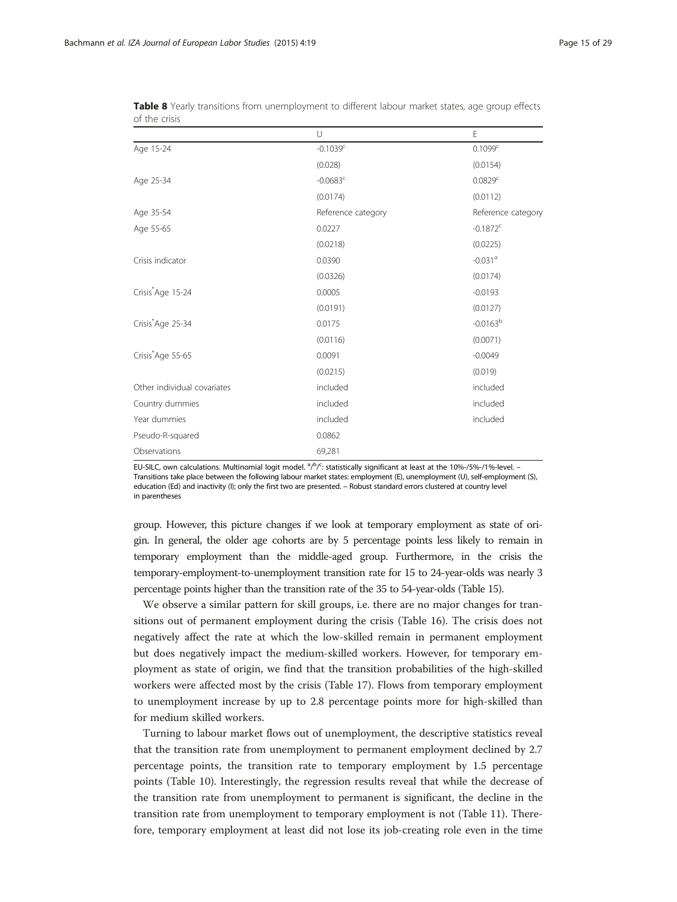**Table 8** Yearly transitions from unemployment to different labour market states, age group effects of the crisis

| | U | E |
|---|---|---|
| Age 15-24 | -0.1039[c] | 0.1099[c] |
| | (0.028) | (0.0154) |
| Age 25-34 | -0.0683[c] | 0.0829[c] |
| | (0.0174) | (0.0112) |
| Age 35-54 | Reference category | Reference category |
| Age 55-65 | 0.0227 | -0.1872[c] |
| | (0.0218) | (0.0225) |
| Crisis indicator | 0.0390 | -0.031[a] |
| | (0.0326) | (0.0174) |
| Crisis*Age 15-24 | 0.0005 | -0.0193 |
| | (0.0191) | (0.0127) |
| Crisis*Age 25-34 | 0.0175 | -0.0163[b] |
| | (0.0116) | (0.0071) |
| Crisis*Age 55-65 | 0.0091 | -0.0049 |
| | (0.0215) | (0.019) |
| Other individual covariates | included | included |
| Country dummies | included | included |
| Year dummies | included | included |
| Pseudo-R-squared | 0.0862 | |
| Observations | 69,281 | |

EU-SILC, own calculations. Multinomial logit model. [a]/[b]/[c]: statistically significant at least at the 10%-/5%-/1%-level. – Transitions take place between the following labour market states: employment (E), unemployment (U), self-employment (S), education (Ed) and inactivity (I); only the first two are presented. – Robust standard errors clustered at country level in parentheses

group. However, this picture changes if we look at temporary employment as state of origin. In general, the older age cohorts are by 5 percentage points less likely to remain in temporary employment than the middle-aged group. Furthermore, in the crisis the temporary-employment-to-unemployment transition rate for 15 to 24-year-olds was nearly 3 percentage points higher than the transition rate of the 35 to 54-year-olds (Table 15).

We observe a similar pattern for skill groups, i.e. there are no major changes for transitions out of permanent employment during the crisis (Table 16). The crisis does not negatively affect the rate at which the low-skilled remain in permanent employment but does negatively impact the medium-skilled workers. However, for temporary employment as state of origin, we find that the transition probabilities of the high-skilled workers were affected most by the crisis (Table 17). Flows from temporary employment to unemployment increase by up to 2.8 percentage points more for high-skilled than for medium skilled workers.

Turning to labour market flows out of unemployment, the descriptive statistics reveal that the transition rate from unemployment to permanent employment declined by 2.7 percentage points, the transition rate to temporary employment by 1.5 percentage points (Table 10). Interestingly, the regression results reveal that while the decrease of the transition rate from unemployment to permanent is significant, the decline in the transition rate from unemployment to temporary employment is not (Table 11). Therefore, temporary employment at least did not lose its job-creating role even in the time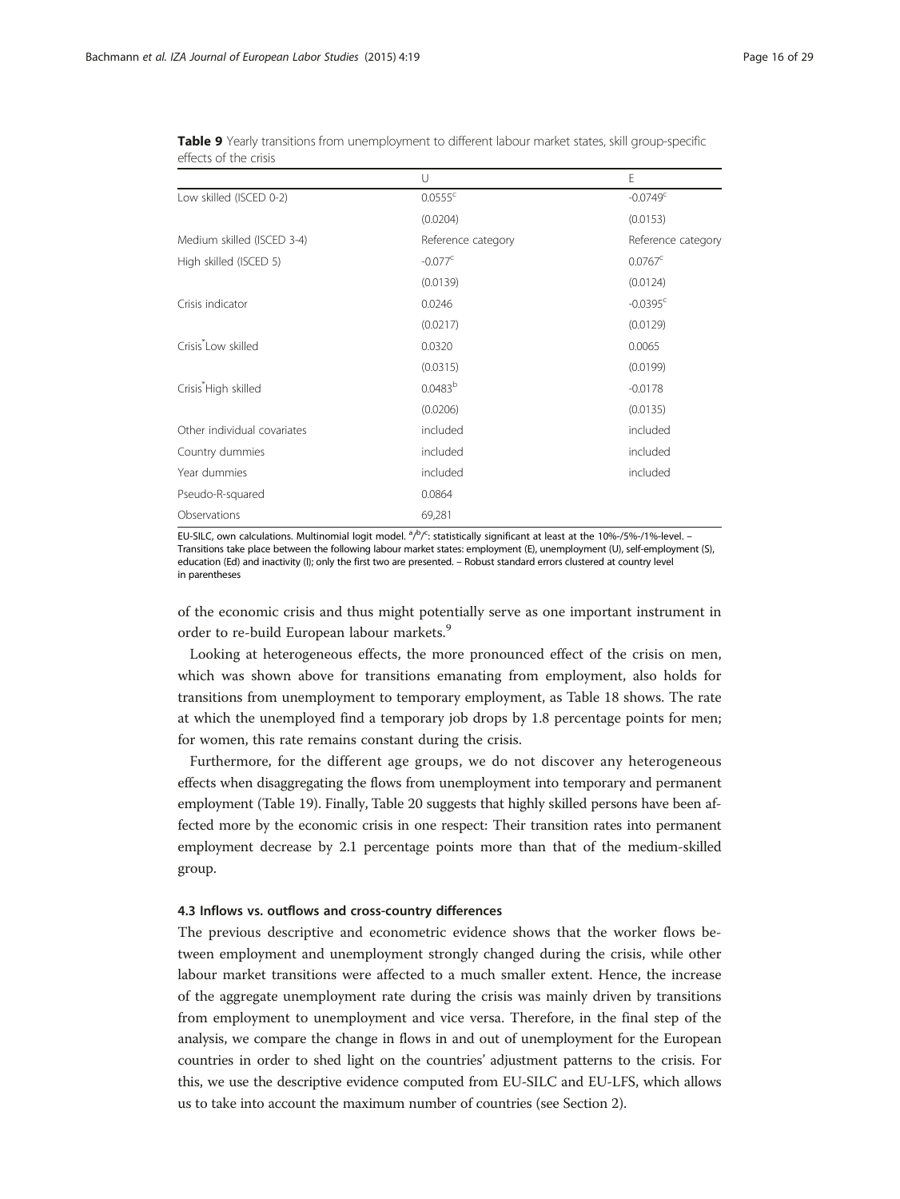**Table 9** Yearly transitions from unemployment to different labour market states, skill group-specific effects of the crisis

| | U | E |
|---|---|---|
| Low skilled (ISCED 0-2) | 0.0555[c] | -0.0749[c] |
| | (0.0204) | (0.0153) |
| Medium skilled (ISCED 3-4) | Reference category | Reference category |
| High skilled (ISCED 5) | -0.077[c] | 0.0767[c] |
| | (0.0139) | (0.0124) |
| Crisis indicator | 0.0246 | -0.0395[c] |
| | (0.0217) | (0.0129) |
| Crisis*Low skilled | 0.0320 | 0.0065 |
| | (0.0315) | (0.0199) |
| Crisis*High skilled | 0.0483[b] | -0.0178 |
| | (0.0206) | (0.0135) |
| Other individual covariates | included | included |
| Country dummies | included | included |
| Year dummies | included | included |
| Pseudo-R-squared | 0.0864 | |
| Observations | 69,281 | |

EU-SILC, own calculations. Multinomial logit model. [a]/[b]/[c]: statistically significant at least at the 10%-/5%-/1%-level. – Transitions take place between the following labour market states: employment (E), unemployment (U), self-employment (S), education (Ed) and inactivity (I); only the first two are presented. – Robust standard errors clustered at country level in parentheses

of the economic crisis and thus might potentially serve as one important instrument in order to re-build European labour markets.[9]

Looking at heterogeneous effects, the more pronounced effect of the crisis on men, which was shown above for transitions emanating from employment, also holds for transitions from unemployment to temporary employment, as Table 18 shows. The rate at which the unemployed find a temporary job drops by 1.8 percentage points for men; for women, this rate remains constant during the crisis.

Furthermore, for the different age groups, we do not discover any heterogeneous effects when disaggregating the flows from unemployment into temporary and permanent employment (Table 19). Finally, Table 20 suggests that highly skilled persons have been affected more by the economic crisis in one respect: Their transition rates into permanent employment decrease by 2.1 percentage points more than that of the medium-skilled group.

### 4.3 Inflows vs. outflows and cross-country differences

The previous descriptive and econometric evidence shows that the worker flows between employment and unemployment strongly changed during the crisis, while other labour market transitions were affected to a much smaller extent. Hence, the increase of the aggregate unemployment rate during the crisis was mainly driven by transitions from employment to unemployment and vice versa. Therefore, in the final step of the analysis, we compare the change in flows in and out of unemployment for the European countries in order to shed light on the countries' adjustment patterns to the crisis. For this, we use the descriptive evidence computed from EU-SILC and EU-LFS, which allows us to take into account the maximum number of countries (see Section 2).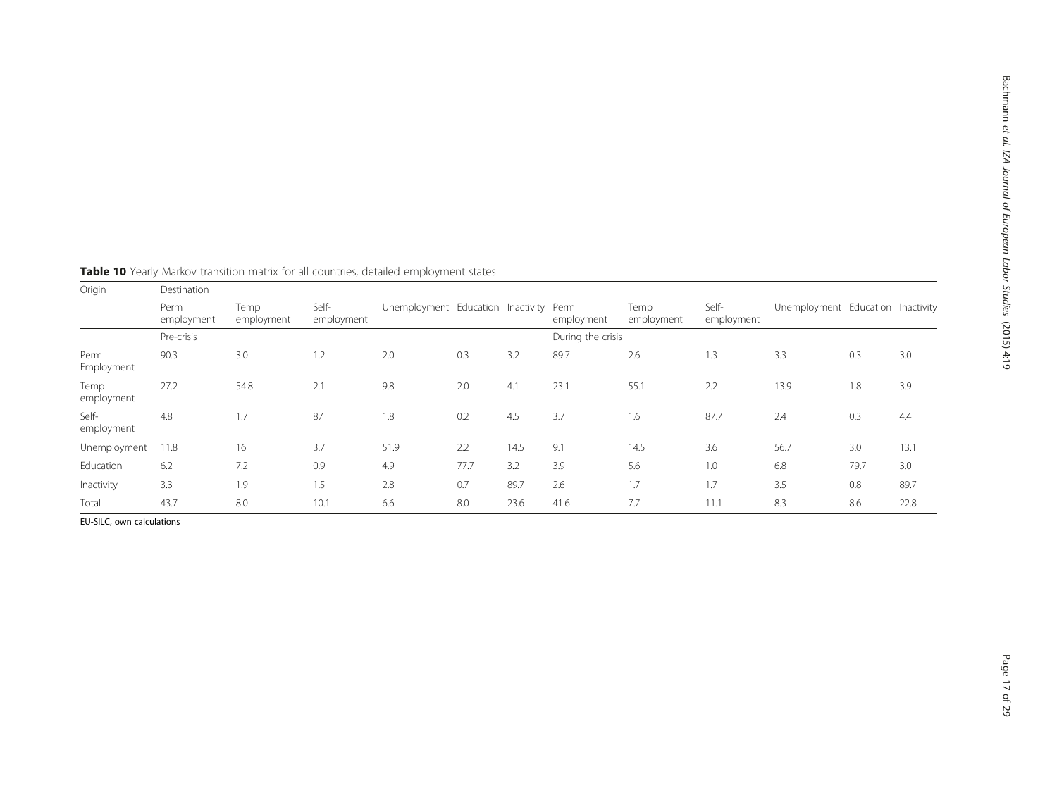**Table 10** Yearly Markov transition matrix for all countries, detailed employment states

| Origin | Destination | | | | | | | | | | | |
|---|---|---|---|---|---|---|---|---|---|---|---|---|
| | Perm employment | Temp employment | Self-employment | Unemployment | Education | Inactivity | Perm employment | Temp employment | Self-employment | Unemployment | Education | Inactivity |
| | Pre-crisis | | | | | | During the crisis | | | | | |
| Perm Employment | 90.3 | 3.0 | 1.2 | 2.0 | 0.3 | 3.2 | 89.7 | 2.6 | 1.3 | 3.3 | 0.3 | 3.0 |
| Temp employment | 27.2 | 54.8 | 2.1 | 9.8 | 2.0 | 4.1 | 23.1 | 55.1 | 2.2 | 13.9 | 1.8 | 3.9 |
| Self-employment | 4.8 | 1.7 | 87 | 1.8 | 0.2 | 4.5 | 3.7 | 1.6 | 87.7 | 2.4 | 0.3 | 4.4 |
| Unemployment | 11.8 | 16 | 3.7 | 51.9 | 2.2 | 14.5 | 9.1 | 14.5 | 3.6 | 56.7 | 3.0 | 13.1 |
| Education | 6.2 | 7.2 | 0.9 | 4.9 | 77.7 | 3.2 | 3.9 | 5.6 | 1.0 | 6.8 | 79.7 | 3.0 |
| Inactivity | 3.3 | 1.9 | 1.5 | 2.8 | 0.7 | 89.7 | 2.6 | 1.7 | 1.7 | 3.5 | 0.8 | 89.7 |
| Total | 43.7 | 8.0 | 10.1 | 6.6 | 8.0 | 23.6 | 41.6 | 7.7 | 11.1 | 8.3 | 8.6 | 22.8 |

EU-SILC, own calculations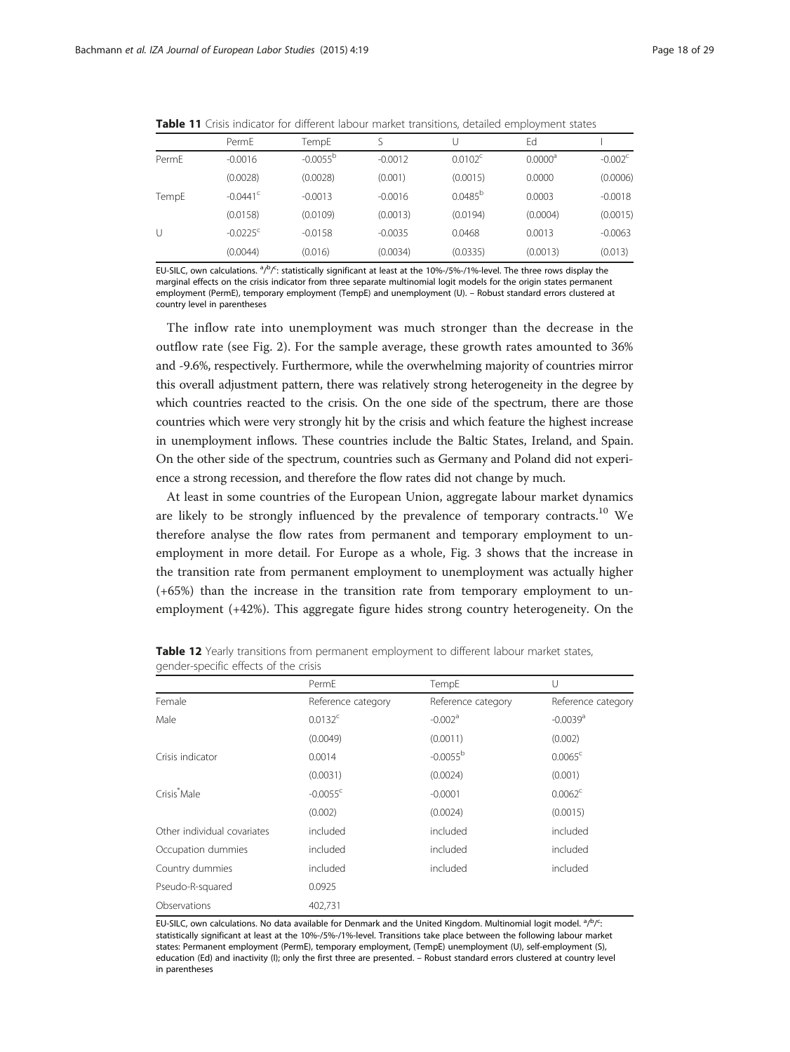**Table 11** Crisis indicator for different labour market transitions, detailed employment states

| | PermE | TempE | S | U | Ed | I |
|---|---|---|---|---|---|---|
| PermE | -0.0016 | -0.0055[b] | -0.0012 | 0.0102[c] | 0.0000[a] | -0.002[c] |
| | (0.0028) | (0.0028) | (0.001) | (0.0015) | 0.0000 | (0.0006) |
| TempE | -0.0441[c] | -0.0013 | -0.0016 | 0.0485[b] | 0.0003 | -0.0018 |
| | (0.0158) | (0.0109) | (0.0013) | (0.0194) | (0.0004) | (0.0015) |
| U | -0.0225[c] | -0.0158 | -0.0035 | 0.0468 | 0.0013 | -0.0063 |
| | (0.0044) | (0.016) | (0.0034) | (0.0335) | (0.0013) | (0.013) |

EU-SILC, own calculations. [a]/[b]/[c]: statistically significant at least at the 10%-/5%-/1%-level. The three rows display the marginal effects on the crisis indicator from three separate multinomial logit models for the origin states permanent employment (PermE), temporary employment (TempE) and unemployment (U). – Robust standard errors clustered at country level in parentheses

The inflow rate into unemployment was much stronger than the decrease in the outflow rate (see Fig. 2). For the sample average, these growth rates amounted to 36% and -9.6%, respectively. Furthermore, while the overwhelming majority of countries mirror this overall adjustment pattern, there was relatively strong heterogeneity in the degree by which countries reacted to the crisis. On the one side of the spectrum, there are those countries which were very strongly hit by the crisis and which feature the highest increase in unemployment inflows. These countries include the Baltic States, Ireland, and Spain. On the other side of the spectrum, countries such as Germany and Poland did not experience a strong recession, and therefore the flow rates did not change by much.

At least in some countries of the European Union, aggregate labour market dynamics are likely to be strongly influenced by the prevalence of temporary contracts.[10] We therefore analyse the flow rates from permanent and temporary employment to unemployment in more detail. For Europe as a whole, Fig. 3 shows that the increase in the transition rate from permanent employment to unemployment was actually higher (+65%) than the increase in the transition rate from temporary employment to unemployment (+42%). This aggregate figure hides strong country heterogeneity. On the

**Table 12** Yearly transitions from permanent employment to different labour market states, gender-specific effects of the crisis

| | PermE | TempE | U |
|---|---|---|---|
| Female | Reference category | Reference category | Reference category |
| Male | 0.0132[c] | -0.002[a] | -0.0039[a] |
| | (0.0049) | (0.0011) | (0.002) |
| Crisis indicator | 0.0014 | -0.0055[b] | 0.0065[c] |
| | (0.0031) | (0.0024) | (0.001) |
| Crisis*Male | -0.0055[c] | -0.0001 | 0.0062[c] |
| | (0.002) | (0.0024) | (0.0015) |
| Other individual covariates | included | included | included |
| Occupation dummies | included | included | included |
| Country dummies | included | included | included |
| Pseudo-R-squared | 0.0925 | | |
| Observations | 402,731 | | |

EU-SILC, own calculations. No data available for Denmark and the United Kingdom. Multinomial logit model. [a]/[b]/[c]: statistically significant at least at the 10%-/5%-/1%-level. Transitions take place between the following labour market states: Permanent employment (PermE), temporary employment, (TempE) unemployment (U), self-employment (S), education (Ed) and inactivity (I); only the first three are presented. – Robust standard errors clustered at country level in parentheses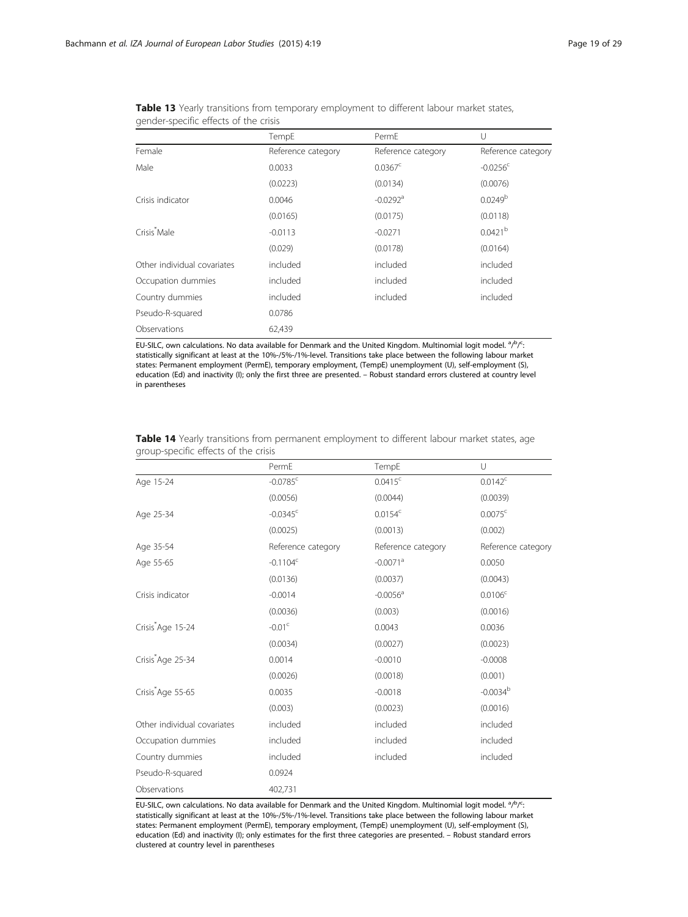**Table 13** Yearly transitions from temporary employment to different labour market states, gender-specific effects of the crisis

| | TempE | PermE | U |
|---|---|---|---|
| Female | Reference category | Reference category | Reference category |
| Male | 0.0033 | 0.0367[c] | -0.0256[c] |
| | (0.0223) | (0.0134) | (0.0076) |
| Crisis indicator | 0.0046 | -0.0292[a] | 0.0249[b] |
| | (0.0165) | (0.0175) | (0.0118) |
| Crisis*Male | -0.0113 | -0.0271 | 0.0421[b] |
| | (0.029) | (0.0178) | (0.0164) |
| Other individual covariates | included | included | included |
| Occupation dummies | included | included | included |
| Country dummies | included | included | included |
| Pseudo-R-squared | 0.0786 | | |
| Observations | 62,439 | | |

EU-SILC, own calculations. No data available for Denmark and the United Kingdom. Multinomial logit model. [a]/[b]/[c]: statistically significant at least at the 10%-/5%-/1%-level. Transitions take place between the following labour market states: Permanent employment (PermE), temporary employment, (TempE) unemployment (U), self-employment (S), education (Ed) and inactivity (I); only the first three are presented. – Robust standard errors clustered at country level in parentheses

**Table 14** Yearly transitions from permanent employment to different labour market states, age group-specific effects of the crisis

| | PermE | TempE | U |
|---|---|---|---|
| Age 15-24 | -0.0785[c] | 0.0415[c] | 0.0142[c] |
| | (0.0056) | (0.0044) | (0.0039) |
| Age 25-34 | -0.0345[c] | 0.0154[c] | 0.0075[c] |
| | (0.0025) | (0.0013) | (0.002) |
| Age 35-54 | Reference category | Reference category | Reference category |
| Age 55-65 | -0.1104[c] | -0.0071[a] | 0.0050 |
| | (0.0136) | (0.0037) | (0.0043) |
| Crisis indicator | -0.0014 | -0.0056[a] | 0.0106[c] |
| | (0.0036) | (0.003) | (0.0016) |
| Crisis*Age 15-24 | -0.01[c] | 0.0043 | 0.0036 |
| | (0.0034) | (0.0027) | (0.0023) |
| Crisis*Age 25-34 | 0.0014 | -0.0010 | -0.0008 |
| | (0.0026) | (0.0018) | (0.001) |
| Crisis*Age 55-65 | 0.0035 | -0.0018 | -0.0034[b] |
| | (0.003) | (0.0023) | (0.0016) |
| Other individual covariates | included | included | included |
| Occupation dummies | included | included | included |
| Country dummies | included | included | included |
| Pseudo-R-squared | 0.0924 | | |
| Observations | 402,731 | | |

EU-SILC, own calculations. No data available for Denmark and the United Kingdom. Multinomial logit model. [a]/[b]/[c]: statistically significant at least at the 10%-/5%-/1%-level. Transitions take place between the following labour market states: Permanent employment (PermE), temporary employment, (TempE) unemployment (U), self-employment (S), education (Ed) and inactivity (I); only estimates for the first three categories are presented. – Robust standard errors clustered at country level in parentheses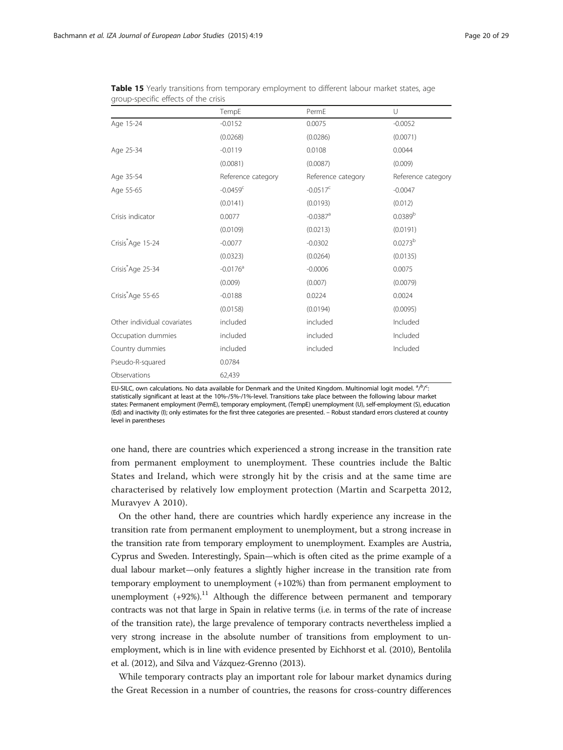**Table 15** Yearly transitions from temporary employment to different labour market states, age group-specific effects of the crisis

| | TempE | PermE | U |
|---|---|---|---|
| Age 15-24 | -0.0152 | 0.0075 | -0.0052 |
| | (0.0268) | (0.0286) | (0.0071) |
| Age 25-34 | -0.0119 | 0.0108 | 0.0044 |
| | (0.0081) | (0.0087) | (0.009) |
| Age 35-54 | Reference category | Reference category | Reference category |
| Age 55-65 | -0.0459[c] | -0.0517[c] | -0.0047 |
| | (0.0141) | (0.0193) | (0.012) |
| Crisis indicator | 0.0077 | -0.0387[a] | 0.0389[b] |
| | (0.0109) | (0.0213) | (0.0191) |
| Crisis*Age 15-24 | -0.0077 | -0.0302 | 0.0273[b] |
| | (0.0323) | (0.0264) | (0.0135) |
| Crisis*Age 25-34 | -0.0176[a] | -0.0006 | 0.0075 |
| | (0.009) | (0.007) | (0.0079) |
| Crisis*Age 55-65 | -0.0188 | 0.0224 | 0.0024 |
| | (0.0158) | (0.0194) | (0.0095) |
| Other individual covariates | included | included | Included |
| Occupation dummies | included | included | Included |
| Country dummies | included | included | Included |
| Pseudo-R-squared | 0.0784 | | |
| Observations | 62,439 | | |

EU-SILC, own calculations. No data available for Denmark and the United Kingdom. Multinomial logit model. [a]/[b]/[c]: statistically significant at least at the 10%-/5%-/1%-level. Transitions take place between the following labour market states: Permanent employment (PermE), temporary employment, (TempE) unemployment (U), self-employment (S), education (Ed) and inactivity (I); only estimates for the first three categories are presented. – Robust standard errors clustered at country level in parentheses

one hand, there are countries which experienced a strong increase in the transition rate from permanent employment to unemployment. These countries include the Baltic States and Ireland, which were strongly hit by the crisis and at the same time are characterised by relatively low employment protection (Martin and Scarpetta 2012, Muravyev A 2010).

On the other hand, there are countries which hardly experience any increase in the transition rate from permanent employment to unemployment, but a strong increase in the transition rate from temporary employment to unemployment. Examples are Austria, Cyprus and Sweden. Interestingly, Spain—which is often cited as the prime example of a dual labour market—only features a slightly higher increase in the transition rate from temporary employment to unemployment (+102%) than from permanent employment to unemployment (+92%).[11] Although the difference between permanent and temporary contracts was not that large in Spain in relative terms (i.e. in terms of the rate of increase of the transition rate), the large prevalence of temporary contracts nevertheless implied a very strong increase in the absolute number of transitions from employment to unemployment, which is in line with evidence presented by Eichhorst et al. (2010), Bentolila et al. (2012), and Silva and Vázquez-Grenno (2013).

While temporary contracts play an important role for labour market dynamics during the Great Recession in a number of countries, the reasons for cross-country differences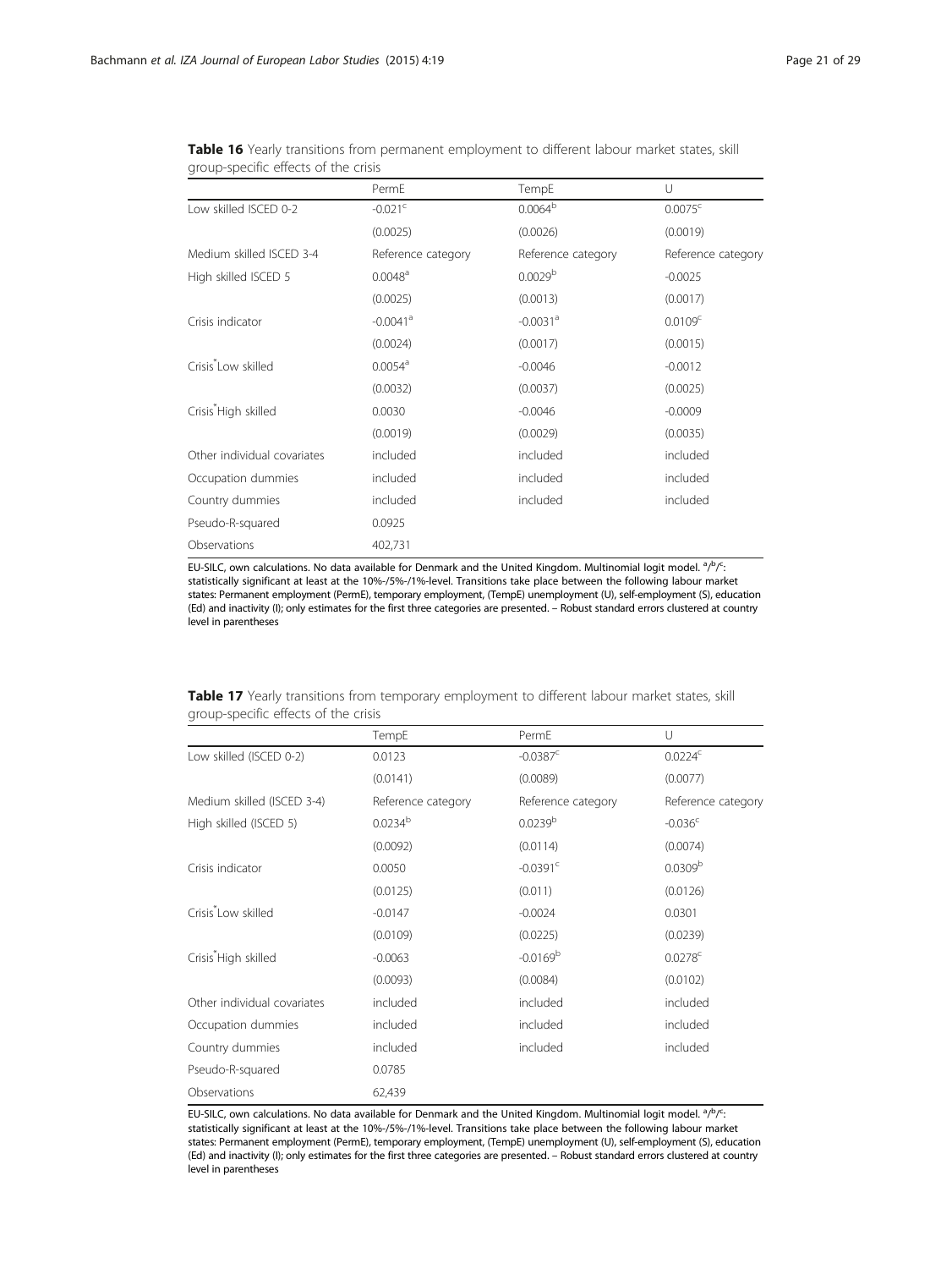**Table 16** Yearly transitions from permanent employment to different labour market states, skill group-specific effects of the crisis

| | PermE | TempE | U |
|---|---|---|---|
| Low skilled ISCED 0-2 | -0.021[c] | 0.0064[b] | 0.0075[c] |
| | (0.0025) | (0.0026) | (0.0019) |
| Medium skilled ISCED 3-4 | Reference category | Reference category | Reference category |
| High skilled ISCED 5 | 0.0048[a] | 0.0029[b] | -0.0025 |
| | (0.0025) | (0.0013) | (0.0017) |
| Crisis indicator | -0.0041[a] | -0.0031[a] | 0.0109[c] |
| | (0.0024) | (0.0017) | (0.0015) |
| Crisis*Low skilled | 0.0054[a] | -0.0046 | -0.0012 |
| | (0.0032) | (0.0037) | (0.0025) |
| Crisis*High skilled | 0.0030 | -0.0046 | -0.0009 |
| | (0.0019) | (0.0029) | (0.0035) |
| Other individual covariates | included | included | included |
| Occupation dummies | included | included | included |
| Country dummies | included | included | included |
| Pseudo-R-squared | 0.0925 | | |
| Observations | 402,731 | | |

EU-SILC, own calculations. No data available for Denmark and the United Kingdom. Multinomial logit model. a/b/c: statistically significant at least at the 10%-/5%-/1%-level. Transitions take place between the following labour market states: Permanent employment (PermE), temporary employment, (TempE) unemployment (U), self-employment (S), education (Ed) and inactivity (I); only estimates for the first three categories are presented. – Robust standard errors clustered at country level in parentheses

**Table 17** Yearly transitions from temporary employment to different labour market states, skill group-specific effects of the crisis

| | TempE | PermE | U |
|---|---|---|---|
| Low skilled (ISCED 0-2) | 0.0123 | -0.0387[c] | 0.0224[c] |
| | (0.0141) | (0.0089) | (0.0077) |
| Medium skilled (ISCED 3-4) | Reference category | Reference category | Reference category |
| High skilled (ISCED 5) | 0.0234[b] | 0.0239[b] | -0.036[c] |
| | (0.0092) | (0.0114) | (0.0074) |
| Crisis indicator | 0.0050 | -0.0391[c] | 0.0309[b] |
| | (0.0125) | (0.011) | (0.0126) |
| Crisis*Low skilled | -0.0147 | -0.0024 | 0.0301 |
| | (0.0109) | (0.0225) | (0.0239) |
| Crisis*High skilled | -0.0063 | -0.0169[b] | 0.0278[c] |
| | (0.0093) | (0.0084) | (0.0102) |
| Other individual covariates | included | included | included |
| Occupation dummies | included | included | included |
| Country dummies | included | included | included |
| Pseudo-R-squared | 0.0785 | | |
| Observations | 62,439 | | |

EU-SILC, own calculations. No data available for Denmark and the United Kingdom. Multinomial logit model. a/b/c: statistically significant at least at the 10%-/5%-/1%-level. Transitions take place between the following labour market states: Permanent employment (PermE), temporary employment, (TempE) unemployment (U), self-employment (S), education (Ed) and inactivity (I); only estimates for the first three categories are presented. – Robust standard errors clustered at country level in parentheses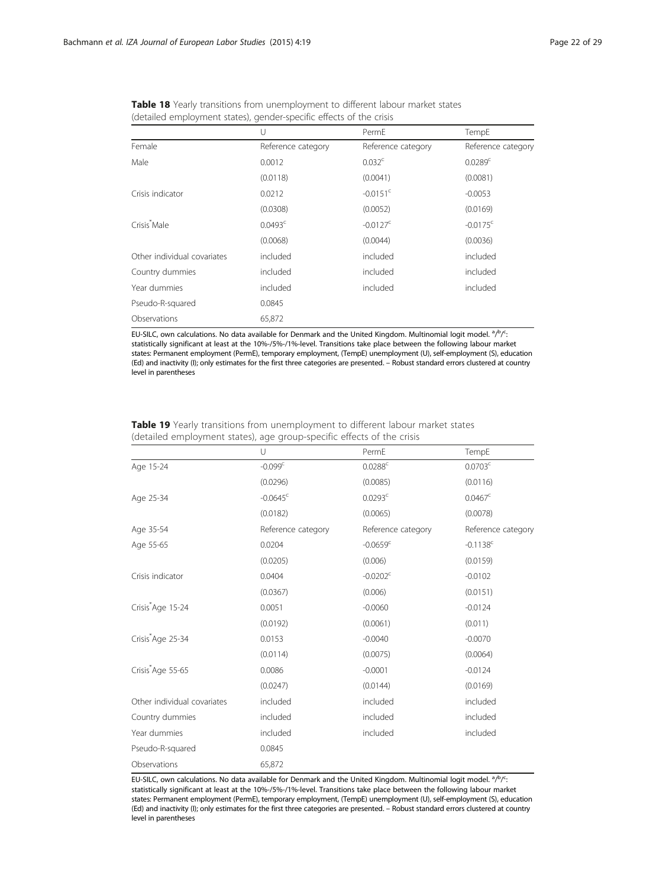**Table 18** Yearly transitions from unemployment to different labour market states (detailed employment states), gender-specific effects of the crisis

| | U | PermE | TempE |
|---|---|---|---|
| Female | Reference category | Reference category | Reference category |
| Male | 0.0012 | 0.032[c] | 0.0289[c] |
| | (0.0118) | (0.0041) | (0.0081) |
| Crisis indicator | 0.0212 | -0.0151[c] | -0.0053 |
| | (0.0308) | (0.0052) | (0.0169) |
| Crisis*Male | 0.0493[c] | -0.0127[c] | -0.0175[c] |
| | (0.0068) | (0.0044) | (0.0036) |
| Other individual covariates | included | included | included |
| Country dummies | included | included | included |
| Year dummies | included | included | included |
| Pseudo-R-squared | 0.0845 | | |
| Observations | 65,872 | | |

EU-SILC, own calculations. No data available for Denmark and the United Kingdom. Multinomial logit model. [a]/[b]/[c]: statistically significant at least at the 10%-/5%-/1%-level. Transitions take place between the following labour market states: Permanent employment (PermE), temporary employment, (TempE) unemployment (U), self-employment (S), education (Ed) and inactivity (I); only estimates for the first three categories are presented. – Robust standard errors clustered at country level in parentheses

**Table 19** Yearly transitions from unemployment to different labour market states (detailed employment states), age group-specific effects of the crisis

| | U | PermE | TempE |
|---|---|---|---|
| Age 15-24 | -0.099[c] | 0.0288[c] | 0.0703[c] |
| | (0.0296) | (0.0085) | (0.0116) |
| Age 25-34 | -0.0645[c] | 0.0293[c] | 0.0467[c] |
| | (0.0182) | (0.0065) | (0.0078) |
| Age 35-54 | Reference category | Reference category | Reference category |
| Age 55-65 | 0.0204 | -0.0659[c] | -0.1138[c] |
| | (0.0205) | (0.006) | (0.0159) |
| Crisis indicator | 0.0404 | -0.0202[c] | -0.0102 |
| | (0.0367) | (0.006) | (0.0151) |
| Crisis*Age 15-24 | 0.0051 | -0.0060 | -0.0124 |
| | (0.0192) | (0.0061) | (0.011) |
| Crisis*Age 25-34 | 0.0153 | -0.0040 | -0.0070 |
| | (0.0114) | (0.0075) | (0.0064) |
| Crisis*Age 55-65 | 0.0086 | -0.0001 | -0.0124 |
| | (0.0247) | (0.0144) | (0.0169) |
| Other individual covariates | included | included | included |
| Country dummies | included | included | included |
| Year dummies | included | included | included |
| Pseudo-R-squared | 0.0845 | | |
| Observations | 65,872 | | |

EU-SILC, own calculations. No data available for Denmark and the United Kingdom. Multinomial logit model. [a]/[b]/[c]: statistically significant at least at the 10%-/5%-/1%-level. Transitions take place between the following labour market states: Permanent employment (PermE), temporary employment, (TempE) unemployment (U), self-employment (S), education (Ed) and inactivity (I); only estimates for the first three categories are presented. – Robust standard errors clustered at country level in parentheses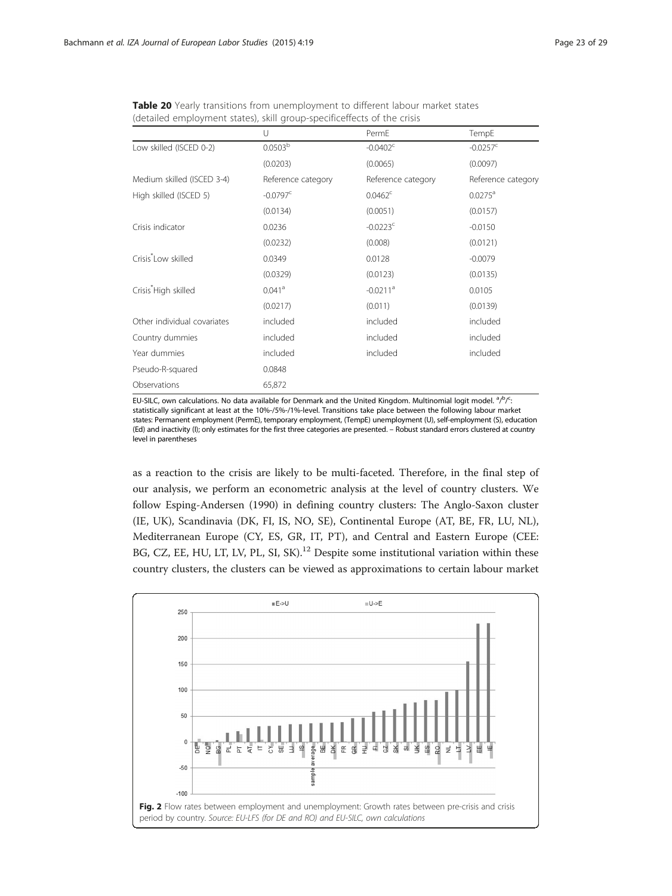**Table 20** Yearly transitions from unemployment to different labour market states (detailed employment states), skill group-specificeffects of the crisis

| | U | PermE | TempE |
|---|---|---|---|
| Low skilled (ISCED 0-2) | 0.0503[b] | -0.0402[c] | -0.0257[c] |
| | (0.0203) | (0.0065) | (0.0097) |
| Medium skilled (ISCED 3-4) | Reference category | Reference category | Reference category |
| High skilled (ISCED 5) | -0.0797[c] | 0.0462[c] | 0.0275[a] |
| | (0.0134) | (0.0051) | (0.0157) |
| Crisis indicator | 0.0236 | -0.0223[c] | -0.0150 |
| | (0.0232) | (0.008) | (0.0121) |
| Crisis*Low skilled | 0.0349 | 0.0128 | -0.0079 |
| | (0.0329) | (0.0123) | (0.0135) |
| Crisis*High skilled | 0.041[a] | -0.0211[a] | 0.0105 |
| | (0.0217) | (0.011) | (0.0139) |
| Other individual covariates | included | included | included |
| Country dummies | included | included | included |
| Year dummies | included | included | included |
| Pseudo-R-squared | 0.0848 | | |
| Observations | 65,872 | | |

EU-SILC, own calculations. No data available for Denmark and the United Kingdom. Multinomial logit model. [a]/[b]/[c]: statistically significant at least at the 10%-/5%-/1%-level. Transitions take place between the following labour market states: Permanent employment (PermE), temporary employment, (TempE) unemployment (U), self-employment (S), education (Ed) and inactivity (I); only estimates for the first three categories are presented. – Robust standard errors clustered at country level in parentheses

as a reaction to the crisis are likely to be multi-faceted. Therefore, in the final step of our analysis, we perform an econometric analysis at the level of country clusters. We follow Esping-Andersen (1990) in defining country clusters: The Anglo-Saxon cluster (IE, UK), Scandinavia (DK, FI, IS, NO, SE), Continental Europe (AT, BE, FR, LU, NL), Mediterranean Europe (CY, ES, GR, IT, PT), and Central and Eastern Europe (CEE: BG, CZ, EE, HU, LT, LV, PL, SI, SK).[12] Despite some institutional variation within these country clusters, the clusters can be viewed as approximations to certain labour market

**Fig. 2** Flow rates between employment and unemployment: Growth rates between pre-crisis and crisis period by country. *Source: EU-LFS (for DE and RO) and EU-SILC, own calculations*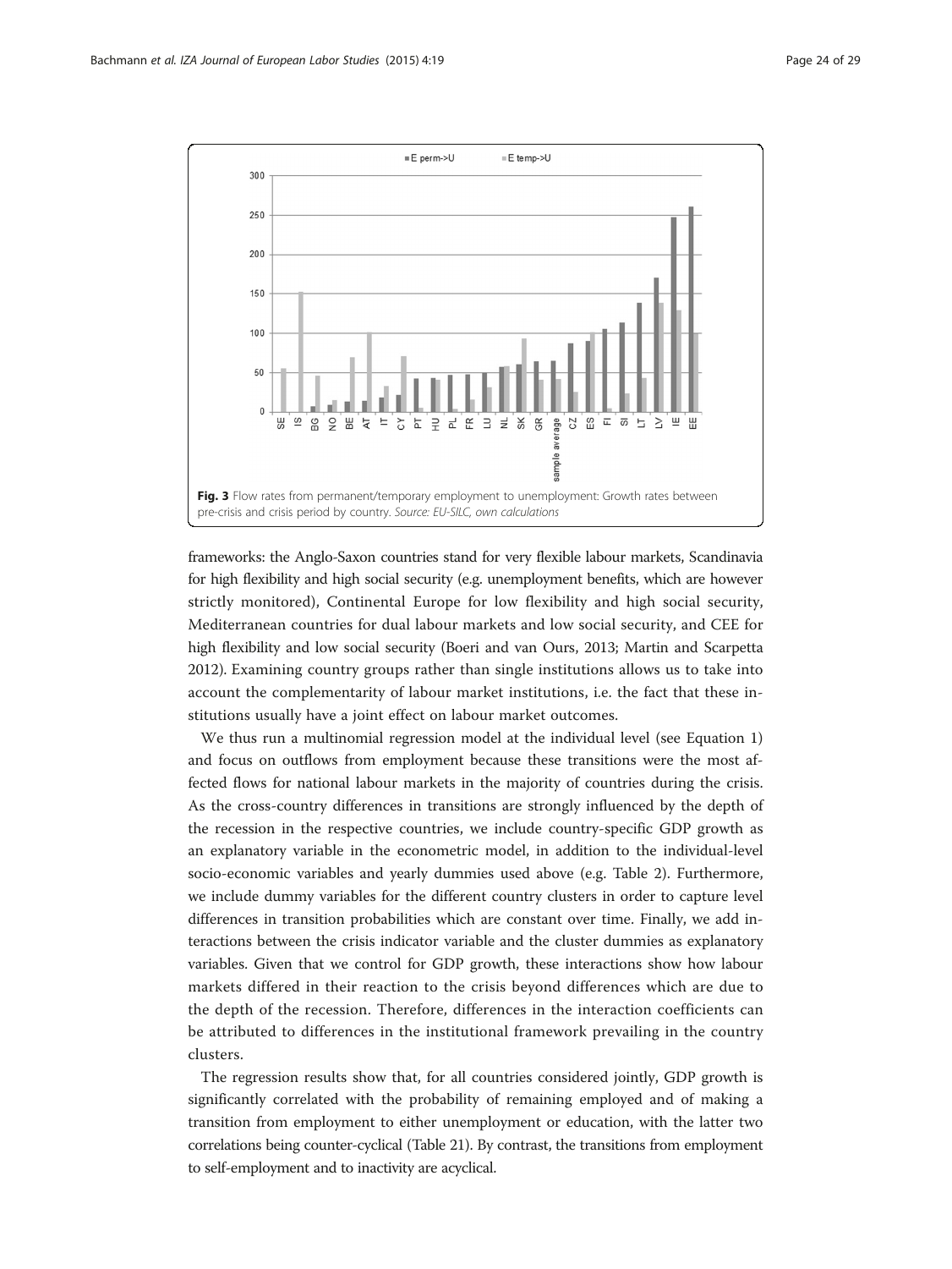**Fig. 3** Flow rates from permanent/temporary employment to unemployment: Growth rates between pre-crisis and crisis period by country. *Source: EU-SILC, own calculations*

frameworks: the Anglo-Saxon countries stand for very flexible labour markets, Scandinavia for high flexibility and high social security (e.g. unemployment benefits, which are however strictly monitored), Continental Europe for low flexibility and high social security, Mediterranean countries for dual labour markets and low social security, and CEE for high flexibility and low social security (Boeri and van Ours, 2013; Martin and Scarpetta 2012). Examining country groups rather than single institutions allows us to take into account the complementarity of labour market institutions, i.e. the fact that these institutions usually have a joint effect on labour market outcomes.

We thus run a multinomial regression model at the individual level (see Equation 1) and focus on outflows from employment because these transitions were the most affected flows for national labour markets in the majority of countries during the crisis. As the cross-country differences in transitions are strongly influenced by the depth of the recession in the respective countries, we include country-specific GDP growth as an explanatory variable in the econometric model, in addition to the individual-level socio-economic variables and yearly dummies used above (e.g. Table 2). Furthermore, we include dummy variables for the different country clusters in order to capture level differences in transition probabilities which are constant over time. Finally, we add interactions between the crisis indicator variable and the cluster dummies as explanatory variables. Given that we control for GDP growth, these interactions show how labour markets differed in their reaction to the crisis beyond differences which are due to the depth of the recession. Therefore, differences in the interaction coefficients can be attributed to differences in the institutional framework prevailing in the country clusters.

The regression results show that, for all countries considered jointly, GDP growth is significantly correlated with the probability of remaining employed and of making a transition from employment to either unemployment or education, with the latter two correlations being counter-cyclical (Table 21). By contrast, the transitions from employment to self-employment and to inactivity are acyclical.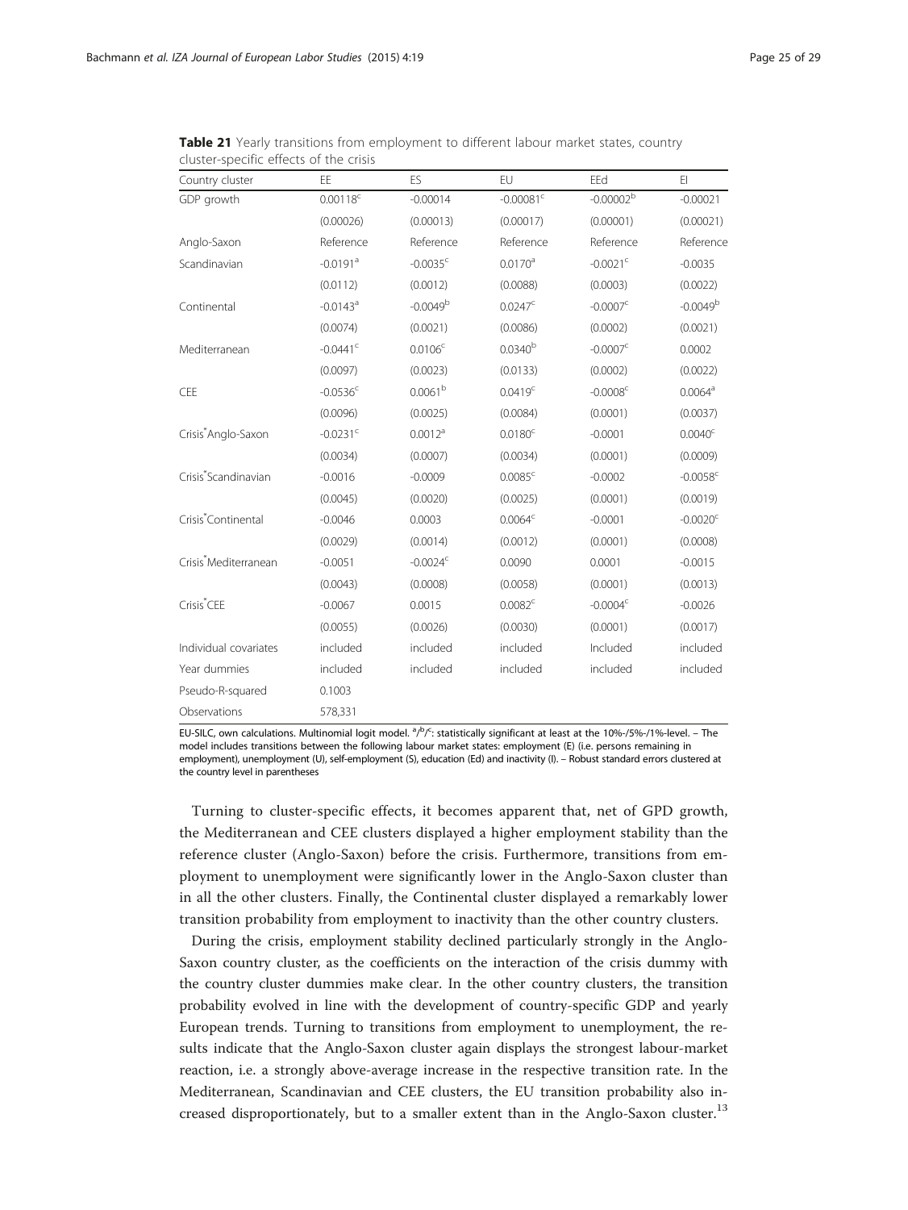**Table 21** Yearly transitions from employment to different labour market states, country cluster-specific effects of the crisis

| Country cluster | EE | ES | EU | EEd | EI |
|---|---|---|---|---|---|
| GDP growth | 0.00118[c] | -0.00014 | -0.00081[c] | -0.00002[b] | -0.00021 |
| | (0.00026) | (0.00013) | (0.00017) | (0.00001) | (0.00021) |
| Anglo-Saxon | Reference | Reference | Reference | Reference | Reference |
| Scandinavian | -0.0191[a] | -0.0035[c] | 0.0170[a] | -0.0021[c] | -0.0035 |
| | (0.0112) | (0.0012) | (0.0088) | (0.0003) | (0.0022) |
| Continental | -0.0143[a] | -0.0049[b] | 0.0247[c] | -0.0007[c] | -0.0049[b] |
| | (0.0074) | (0.0021) | (0.0086) | (0.0002) | (0.0021) |
| Mediterranean | -0.0441[c] | 0.0106[c] | 0.0340[b] | -0.0007[c] | 0.0002 |
| | (0.0097) | (0.0023) | (0.0133) | (0.0002) | (0.0022) |
| CEE | -0.0536[c] | 0.0061[b] | 0.0419[c] | -0.0008[c] | 0.0064[a] |
| | (0.0096) | (0.0025) | (0.0084) | (0.0001) | (0.0037) |
| Crisis*Anglo-Saxon | -0.0231[c] | 0.0012[a] | 0.0180[c] | -0.0001 | 0.0040[c] |
| | (0.0034) | (0.0007) | (0.0034) | (0.0001) | (0.0009) |
| Crisis*Scandinavian | -0.0016 | -0.0009 | 0.0085[c] | -0.0002 | -0.0058[c] |
| | (0.0045) | (0.0020) | (0.0025) | (0.0001) | (0.0019) |
| Crisis*Continental | -0.0046 | 0.0003 | 0.0064[c] | -0.0001 | -0.0020[c] |
| | (0.0029) | (0.0014) | (0.0012) | (0.0001) | (0.0008) |
| Crisis*Mediterranean | -0.0051 | -0.0024[c] | 0.0090 | 0.0001 | -0.0015 |
| | (0.0043) | (0.0008) | (0.0058) | (0.0001) | (0.0013) |
| Crisis*CEE | -0.0067 | 0.0015 | 0.0082[c] | -0.0004[c] | -0.0026 |
| | (0.0055) | (0.0026) | (0.0030) | (0.0001) | (0.0017) |
| Individual covariates | included | included | included | Included | included |
| Year dummies | included | included | included | included | included |
| Pseudo-R-squared | 0.1003 | | | | |
| Observations | 578,331 | | | | |

EU-SILC, own calculations. Multinomial logit model. [a]/[b]/[c]: statistically significant at least at the 10%-/5%-/1%-level. – The model includes transitions between the following labour market states: employment (E) (i.e. persons remaining in employment), unemployment (U), self-employment (S), education (Ed) and inactivity (I). – Robust standard errors clustered at the country level in parentheses

Turning to cluster-specific effects, it becomes apparent that, net of GPD growth, the Mediterranean and CEE clusters displayed a higher employment stability than the reference cluster (Anglo-Saxon) before the crisis. Furthermore, transitions from employment to unemployment were significantly lower in the Anglo-Saxon cluster than in all the other clusters. Finally, the Continental cluster displayed a remarkably lower transition probability from employment to inactivity than the other country clusters.

During the crisis, employment stability declined particularly strongly in the Anglo-Saxon country cluster, as the coefficients on the interaction of the crisis dummy with the country cluster dummies make clear. In the other country clusters, the transition probability evolved in line with the development of country-specific GDP and yearly European trends. Turning to transitions from employment to unemployment, the results indicate that the Anglo-Saxon cluster again displays the strongest labour-market reaction, i.e. a strongly above-average increase in the respective transition rate. In the Mediterranean, Scandinavian and CEE clusters, the EU transition probability also increased disproportionately, but to a smaller extent than in the Anglo-Saxon cluster.[13]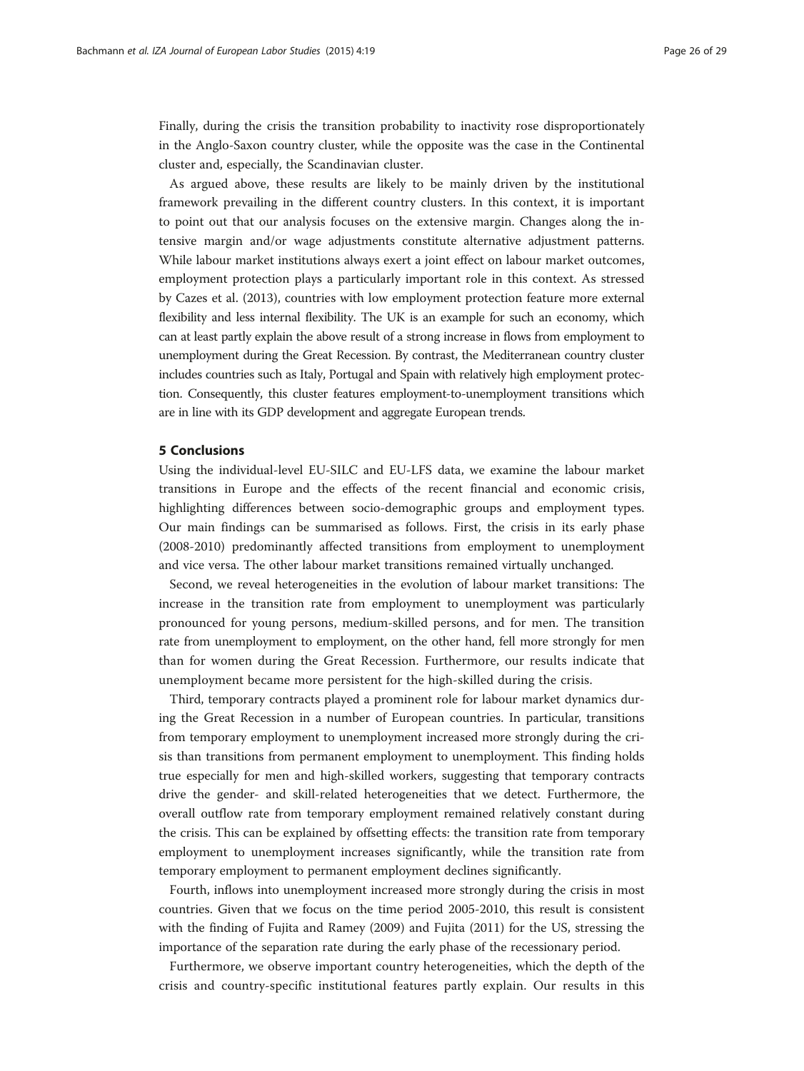Finally, during the crisis the transition probability to inactivity rose disproportionately in the Anglo-Saxon country cluster, while the opposite was the case in the Continental cluster and, especially, the Scandinavian cluster.

As argued above, these results are likely to be mainly driven by the institutional framework prevailing in the different country clusters. In this context, it is important to point out that our analysis focuses on the extensive margin. Changes along the intensive margin and/or wage adjustments constitute alternative adjustment patterns. While labour market institutions always exert a joint effect on labour market outcomes, employment protection plays a particularly important role in this context. As stressed by Cazes et al. (2013), countries with low employment protection feature more external flexibility and less internal flexibility. The UK is an example for such an economy, which can at least partly explain the above result of a strong increase in flows from employment to unemployment during the Great Recession. By contrast, the Mediterranean country cluster includes countries such as Italy, Portugal and Spain with relatively high employment protection. Consequently, this cluster features employment-to-unemployment transitions which are in line with its GDP development and aggregate European trends.

## 5 Conclusions

Using the individual-level EU-SILC and EU-LFS data, we examine the labour market transitions in Europe and the effects of the recent financial and economic crisis, highlighting differences between socio-demographic groups and employment types. Our main findings can be summarised as follows. First, the crisis in its early phase (2008-2010) predominantly affected transitions from employment to unemployment and vice versa. The other labour market transitions remained virtually unchanged.

Second, we reveal heterogeneities in the evolution of labour market transitions: The increase in the transition rate from employment to unemployment was particularly pronounced for young persons, medium-skilled persons, and for men. The transition rate from unemployment to employment, on the other hand, fell more strongly for men than for women during the Great Recession. Furthermore, our results indicate that unemployment became more persistent for the high-skilled during the crisis.

Third, temporary contracts played a prominent role for labour market dynamics during the Great Recession in a number of European countries. In particular, transitions from temporary employment to unemployment increased more strongly during the crisis than transitions from permanent employment to unemployment. This finding holds true especially for men and high-skilled workers, suggesting that temporary contracts drive the gender- and skill-related heterogeneities that we detect. Furthermore, the overall outflow rate from temporary employment remained relatively constant during the crisis. This can be explained by offsetting effects: the transition rate from temporary employment to unemployment increases significantly, while the transition rate from temporary employment to permanent employment declines significantly.

Fourth, inflows into unemployment increased more strongly during the crisis in most countries. Given that we focus on the time period 2005-2010, this result is consistent with the finding of Fujita and Ramey (2009) and Fujita (2011) for the US, stressing the importance of the separation rate during the early phase of the recessionary period.

Furthermore, we observe important country heterogeneities, which the depth of the crisis and country-specific institutional features partly explain. Our results in this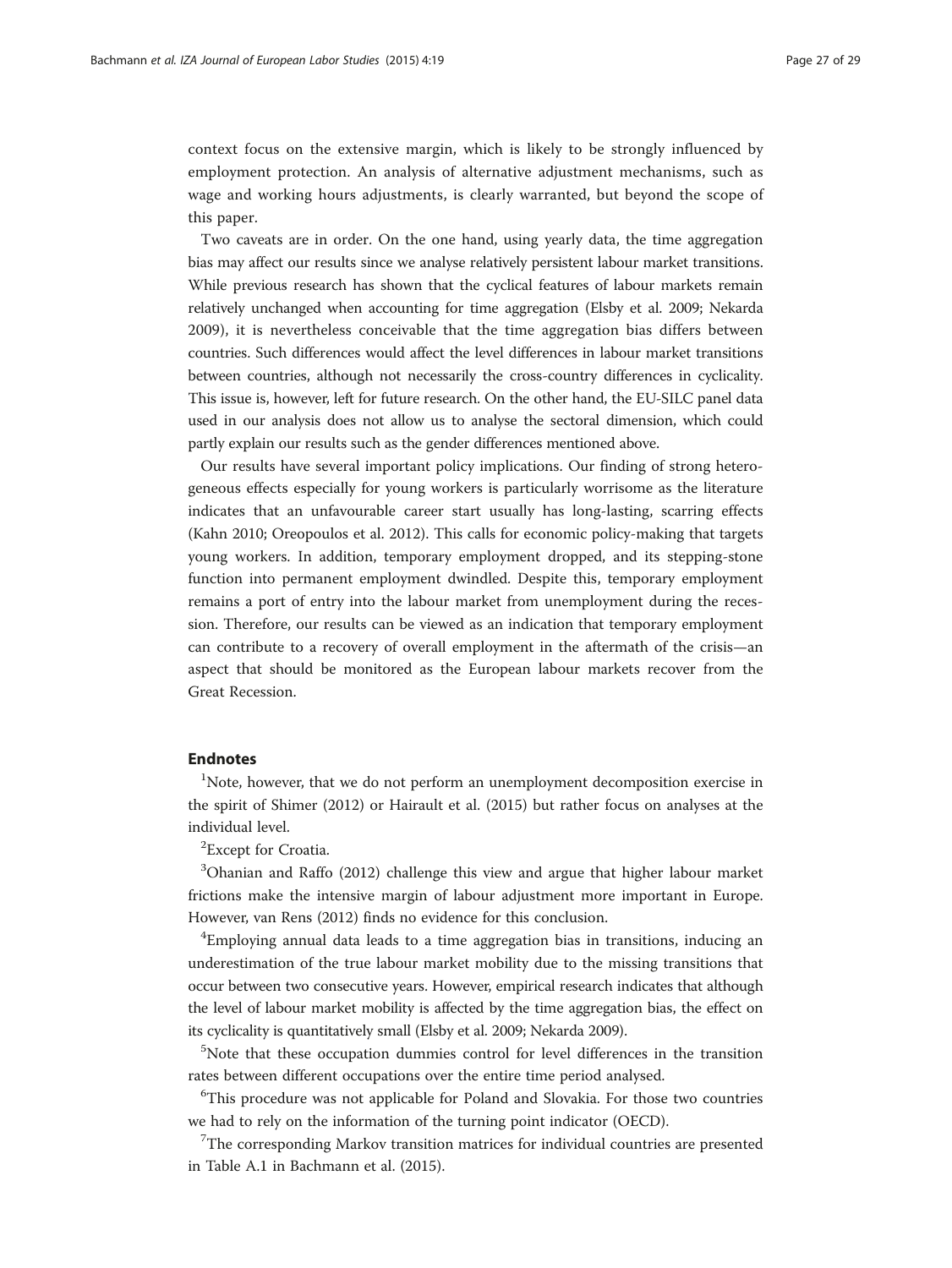context focus on the extensive margin, which is likely to be strongly influenced by employment protection. An analysis of alternative adjustment mechanisms, such as wage and working hours adjustments, is clearly warranted, but beyond the scope of this paper.

Two caveats are in order. On the one hand, using yearly data, the time aggregation bias may affect our results since we analyse relatively persistent labour market transitions. While previous research has shown that the cyclical features of labour markets remain relatively unchanged when accounting for time aggregation (Elsby et al. 2009; Nekarda 2009), it is nevertheless conceivable that the time aggregation bias differs between countries. Such differences would affect the level differences in labour market transitions between countries, although not necessarily the cross-country differences in cyclicality. This issue is, however, left for future research. On the other hand, the EU-SILC panel data used in our analysis does not allow us to analyse the sectoral dimension, which could partly explain our results such as the gender differences mentioned above.

Our results have several important policy implications. Our finding of strong heterogeneous effects especially for young workers is particularly worrisome as the literature indicates that an unfavourable career start usually has long-lasting, scarring effects (Kahn 2010; Oreopoulos et al. 2012). This calls for economic policy-making that targets young workers. In addition, temporary employment dropped, and its stepping-stone function into permanent employment dwindled. Despite this, temporary employment remains a port of entry into the labour market from unemployment during the recession. Therefore, our results can be viewed as an indication that temporary employment can contribute to a recovery of overall employment in the aftermath of the crisis—an aspect that should be monitored as the European labour markets recover from the Great Recession.

## Endnotes

[1]Note, however, that we do not perform an unemployment decomposition exercise in the spirit of Shimer (2012) or Hairault et al. (2015) but rather focus on analyses at the individual level.

[2]Except for Croatia.

[3]Ohanian and Raffo (2012) challenge this view and argue that higher labour market frictions make the intensive margin of labour adjustment more important in Europe. However, van Rens (2012) finds no evidence for this conclusion.

[4]Employing annual data leads to a time aggregation bias in transitions, inducing an underestimation of the true labour market mobility due to the missing transitions that occur between two consecutive years. However, empirical research indicates that although the level of labour market mobility is affected by the time aggregation bias, the effect on its cyclicality is quantitatively small (Elsby et al. 2009; Nekarda 2009).

[5]Note that these occupation dummies control for level differences in the transition rates between different occupations over the entire time period analysed.

[6]This procedure was not applicable for Poland and Slovakia. For those two countries we had to rely on the information of the turning point indicator (OECD).

[7]The corresponding Markov transition matrices for individual countries are presented in Table A.1 in Bachmann et al. (2015).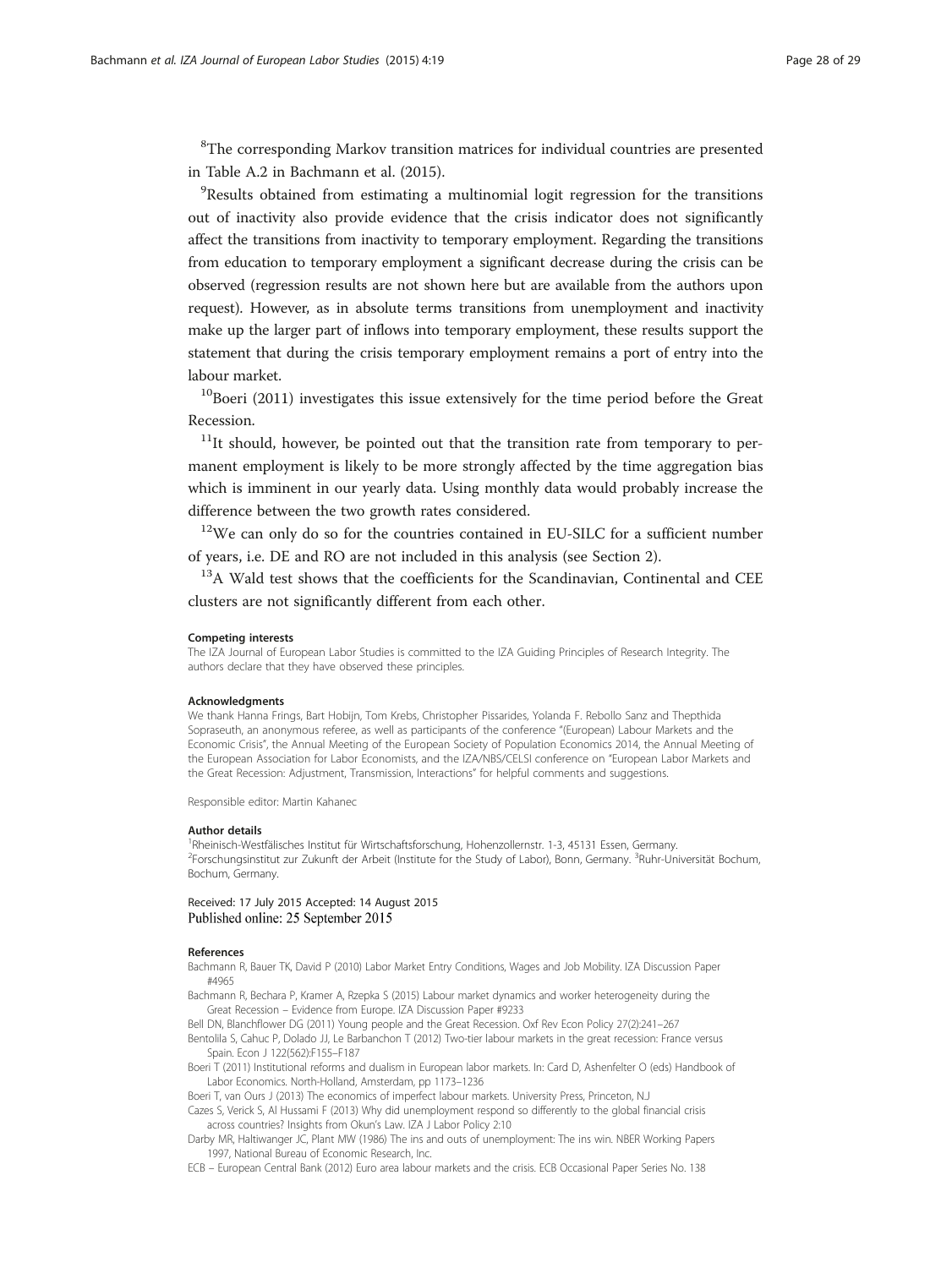[8]The corresponding Markov transition matrices for individual countries are presented in Table A.2 in Bachmann et al. (2015).

[9]Results obtained from estimating a multinomial logit regression for the transitions out of inactivity also provide evidence that the crisis indicator does not significantly affect the transitions from inactivity to temporary employment. Regarding the transitions from education to temporary employment a significant decrease during the crisis can be observed (regression results are not shown here but are available from the authors upon request). However, as in absolute terms transitions from unemployment and inactivity make up the larger part of inflows into temporary employment, these results support the statement that during the crisis temporary employment remains a port of entry into the labour market.

[10]Boeri (2011) investigates this issue extensively for the time period before the Great Recession.

[11]It should, however, be pointed out that the transition rate from temporary to permanent employment is likely to be more strongly affected by the time aggregation bias which is imminent in our yearly data. Using monthly data would probably increase the difference between the two growth rates considered.

[12]We can only do so for the countries contained in EU-SILC for a sufficient number of years, i.e. DE and RO are not included in this analysis (see Section 2).

[13]A Wald test shows that the coefficients for the Scandinavian, Continental and CEE clusters are not significantly different from each other.

#### Competing interests

The IZA Journal of European Labor Studies is committed to the IZA Guiding Principles of Research Integrity. The authors declare that they have observed these principles.

#### Acknowledgments

We thank Hanna Frings, Bart Hobijn, Tom Krebs, Christopher Pissarides, Yolanda F. Rebollo Sanz and Thepthida Sopraseuth, an anonymous referee, as well as participants of the conference "(European) Labour Markets and the Economic Crisis", the Annual Meeting of the European Society of Population Economics 2014, the Annual Meeting of the European Association for Labor Economists, and the IZA/NBS/CELSI conference on "European Labor Markets and the Great Recession: Adjustment, Transmission, Interactions" for helpful comments and suggestions.

Responsible editor: Martin Kahanec

#### Author details

[1]Rheinisch-Westfälisches Institut für Wirtschaftsforschung, Hohenzollernstr. 1-3, 45131 Essen, Germany. [2]Forschungsinstitut zur Zukunft der Arbeit (Institute for the Study of Labor), Bonn, Germany. [3]Ruhr-Universität Bochum, Bochum, Germany.

Received: 17 July 2015 Accepted: 14 August 2015
Published online: 25 September 2015

#### References

Bachmann R, Bauer TK, David P (2010) Labor Market Entry Conditions, Wages and Job Mobility. IZA Discussion Paper #4965

Bachmann R, Bechara P, Kramer A, Rzepka S (2015) Labour market dynamics and worker heterogeneity during the Great Recession – Evidence from Europe. IZA Discussion Paper #9233

Bell DN, Blanchflower DG (2011) Young people and the Great Recession. Oxf Rev Econ Policy 27(2):241–267

Bentolila S, Cahuc P, Dolado JJ, Le Barbanchon T (2012) Two-tier labour markets in the great recession: France versus Spain. Econ J 122(562):F155–F187

Boeri T (2011) Institutional reforms and dualism in European labor markets. In: Card D, Ashenfelter O (eds) Handbook of Labor Economics. North-Holland, Amsterdam, pp 1173–1236

Boeri T, van Ours J (2013) The economics of imperfect labour markets. University Press, Princeton, N.J

Cazes S, Verick S, Al Hussami F (2013) Why did unemployment respond so differently to the global financial crisis across countries? Insights from Okun's Law. IZA J Labor Policy 2:10

Darby MR, Haltiwanger JC, Plant MW (1986) The ins and outs of unemployment: The ins win. NBER Working Papers 1997, National Bureau of Economic Research, Inc.

ECB – European Central Bank (2012) Euro area labour markets and the crisis. ECB Occasional Paper Series No. 138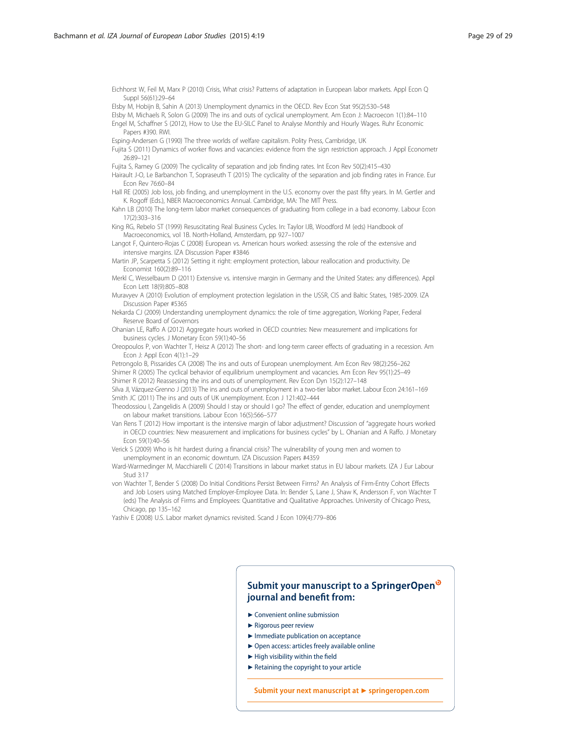Eichhorst W, Feil M, Marx P (2010) Crisis, What crisis? Patterns of adaptation in European labor markets. Appl Econ Q Suppl 56(61):29–64

Elsby M, Hobijn B, Sahin A (2013) Unemployment dynamics in the OECD. Rev Econ Stat 95(2):530–548

Elsby M, Michaels R, Solon G (2009) The ins and outs of cyclical unemployment. Am Econ J: Macroecon 1(1):84–110

Engel M, Schaffner S (2012), How to Use the EU-SILC Panel to Analyse Monthly and Hourly Wages. Ruhr Economic Papers #390. RWI.

Esping-Andersen G (1990) The three worlds of welfare capitalism. Polity Press, Cambridge, UK

Fujita S (2011) Dynamics of worker flows and vacancies: evidence from the sign restriction approach. J Appl Econometr 26:89–121

Fujita S, Ramey G (2009) The cyclicality of separation and job finding rates. Int Econ Rev 50(2):415–430

Hairault J-O, Le Barbanchon T, Sopraseuth T (2015) The cyclicality of the separation and job finding rates in France. Eur Econ Rev 76:60–84

Hall RE (2005) Job loss, job finding, and unemployment in the U.S. economy over the past fifty years. In M. Gertler and K. Rogoff (Eds.), NBER Macroeconomics Annual. Cambridge, MA: The MIT Press.

Kahn LB (2010) The long-term labor market consequences of graduating from college in a bad economy. Labour Econ 17(2):303–316

King RG, Rebelo ST (1999) Resuscitating Real Business Cycles. In: Taylor IJB, Woodford M (eds) Handbook of Macroeconomics, vol 1B. North-Holland, Amsterdam, pp 927–1007

Langot F, Quintero-Rojas C (2008) European vs. American hours worked: assessing the role of the extensive and intensive margins. IZA Discussion Paper #3846

Martin JP, Scarpetta S (2012) Setting it right: employment protection, labour reallocation and productivity. De Economist 160(2):89–116

Merkl C, Wesselbaum D (2011) Extensive vs. intensive margin in Germany and the United States: any differences). Appl Econ Lett 18(9):805–808

Muravyev A (2010) Evolution of employment protection legislation in the USSR, CIS and Baltic States, 1985-2009. IZA Discussion Paper #5365

Nekarda CJ (2009) Understanding unemployment dynamics: the role of time aggregation, Working Paper, Federal Reserve Board of Governors

Ohanian LE, Raffo A (2012) Aggregate hours worked in OECD countries: New measurement and implications for business cycles. J Monetary Econ 59(1):40–56

Oreopoulos P, von Wachter T, Heisz A (2012) The short- and long-term career effects of graduating in a recession. Am Econ J: Appl Econ 4(1):1–29

Petrongolo B, Pissarides CA (2008) The ins and outs of European unemployment. Am Econ Rev 98(2):256–262

Shimer R (2005) The cyclical behavior of equilibrium unemployment and vacancies. Am Econ Rev 95(1):25–49

Shimer R (2012) Reassessing the ins and outs of unemployment. Rev Econ Dyn 15(2):127–148

Silva JI, Vázquez-Grenno J (2013) The ins and outs of unemployment in a two-tier labor market. Labour Econ 24:161–169

Smith JC (2011) The ins and outs of UK unemployment. Econ J 121:402–444

Theodossiou I, Zangelidis A (2009) Should I stay or should I go? The effect of gender, education and unemployment on labour market transitions. Labour Econ 16(5):566–577

Van Rens T (2012) How important is the intensive margin of labor adjustment? Discussion of "aggregate hours worked in OECD countries: New measurement and implications for business cycles" by L. Ohanian and A Raffo. J Monetary Econ 59(1):40–56

Verick S (2009) Who is hit hardest during a financial crisis? The vulnerability of young men and women to unemployment in an economic downturn. IZA Discussion Papers #4359

Ward-Warmedinger M, Macchiarelli C (2014) Transitions in labour market status in EU labour markets. IZA J Eur Labour Stud 3:17

von Wachter T, Bender S (2008) Do Initial Conditions Persist Between Firms? An Analysis of Firm-Entry Cohort Effects and Job Losers using Matched Employer-Employee Data. In: Bender S, Lane J, Shaw K, Andersson F, von Wachter T (eds) The Analysis of Firms and Employees: Quantitative and Qualitative Approaches. University of Chicago Press, Chicago, pp 135–162

Yashiv E (2008) U.S. Labor market dynamics revisited. Scand J Econ 109(4):779–806

**Submit your manuscript to a SpringerOpen journal and benefit from:**

- ► Convenient online submission
- ► Rigorous peer review
- ► Immediate publication on acceptance
- ► Open access: articles freely available online
- ► High visibility within the field
- ► Retaining the copyright to your article

**Submit your next manuscript at ► springeropen.com**